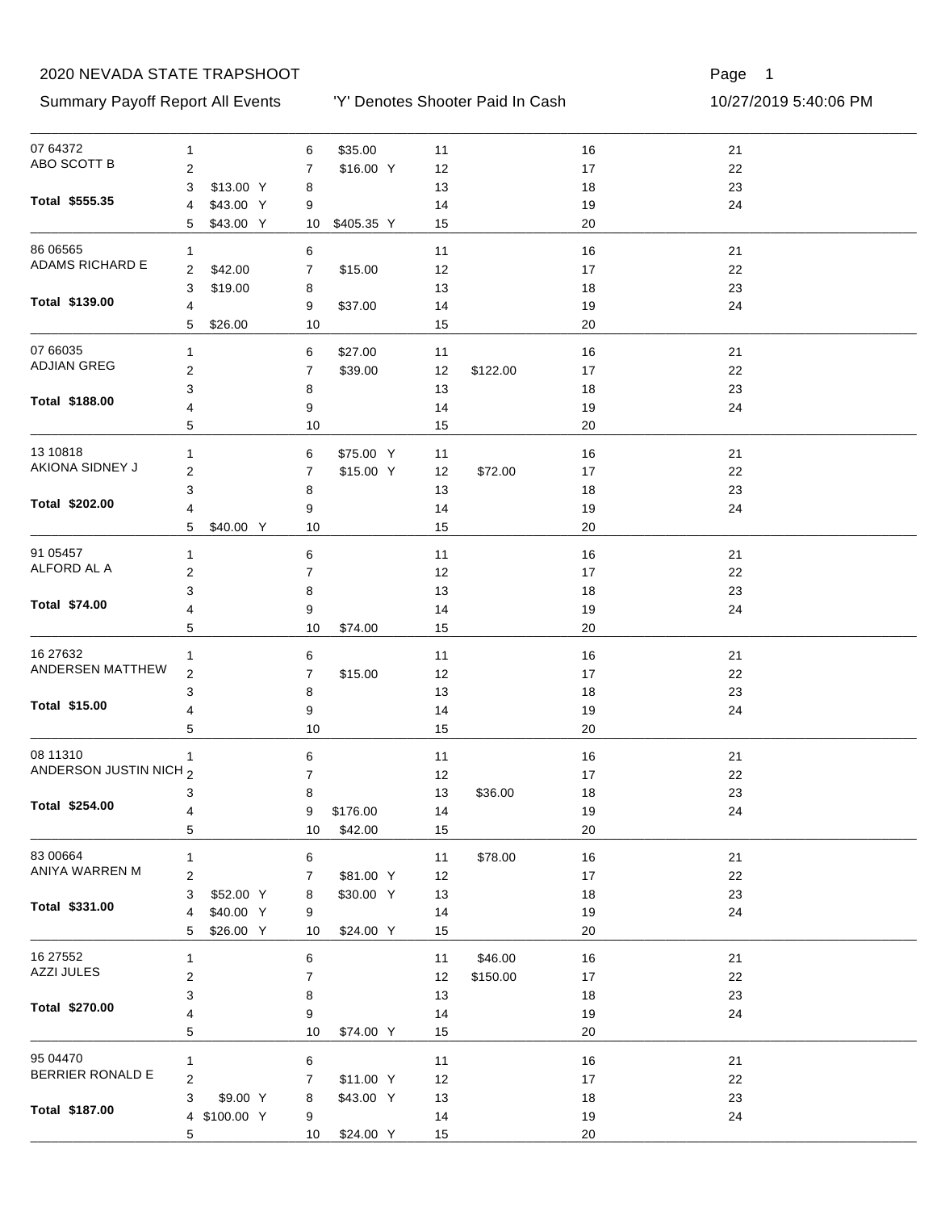# 2020 NEVADA STATE TRAPSHOOT

Summary Payoff Report All Events — 'Y' Denotes Shooter Paid In Cash — 10/27/2019 5:40:06 PM

| Shooter | Total | Event 1 | Event 2 | Event 3 | Event 4 | Event 5 | Event 6 | Event 7 | Event 8 | Event 9 | Event 10 | Event 11 | Event 12 | Event 13 | Event 14 | Event 15 | Event 16 | Event 17 | Event 18 | Event 19 | Event 20 | Event 21 | Event 22 | Event 23 | Event 24 |
|---|---|---|---|---|---|---|---|---|---|---|---|---|---|---|---|---|---|---|---|---|---|---|---|---|---|
| 07 64372 ABO SCOTT B | $555.35 | | | $13.00 Y | $43.00 Y | $43.00 Y | $35.00 | $16.00 Y | | | $405.35 Y | | | | | | | | | | | | | | |
| 86 06565 ADAMS RICHARD E | $139.00 | | $42.00 | $19.00 | | $26.00 | | $15.00 | | $37.00 | | | | | | | | | | | | | | | |
| 07 66035 ADJIAN GREG | $188.00 | | | | | | $27.00 | $39.00 | | | | | $122.00 | | | | | | | | | | | | |
| 13 10818 AKIONA SIDNEY J | $202.00 | | | | | $40.00 Y | $75.00 Y | $15.00 Y | | | | | $72.00 | | | | | | | | | | | | |
| 91 05457 ALFORD AL A | $74.00 | | | | | | | | | | $74.00 | | | | | | | | | | | | | | |
| 16 27632 ANDERSEN MATTHEW | $15.00 | | | | | | | $15.00 | | | | | | | | | | | | | | | | | |
| 08 11310 ANDERSON JUSTIN NICH | $254.00 | | | | | | | | | $176.00 | $42.00 | | | $36.00 | | | | | | | | | | | |
| 83 00664 ANIYA WARREN M | $331.00 | | | $52.00 Y | $40.00 Y | $26.00 Y | | $81.00 Y | $30.00 Y | | $24.00 Y | $78.00 | | | | | | | | | | | | | |
| 16 27552 AZZI JULES | $270.00 | | | | | | | | | | $74.00 Y | $46.00 | $150.00 | | | | | | | | | | | | |
| 95 04470 BERRIER RONALD E | $187.00 | | | $9.00 Y | $100.00 Y | | | $11.00 Y | $43.00 Y | | $24.00 Y | | | | | | | | | | | | | | |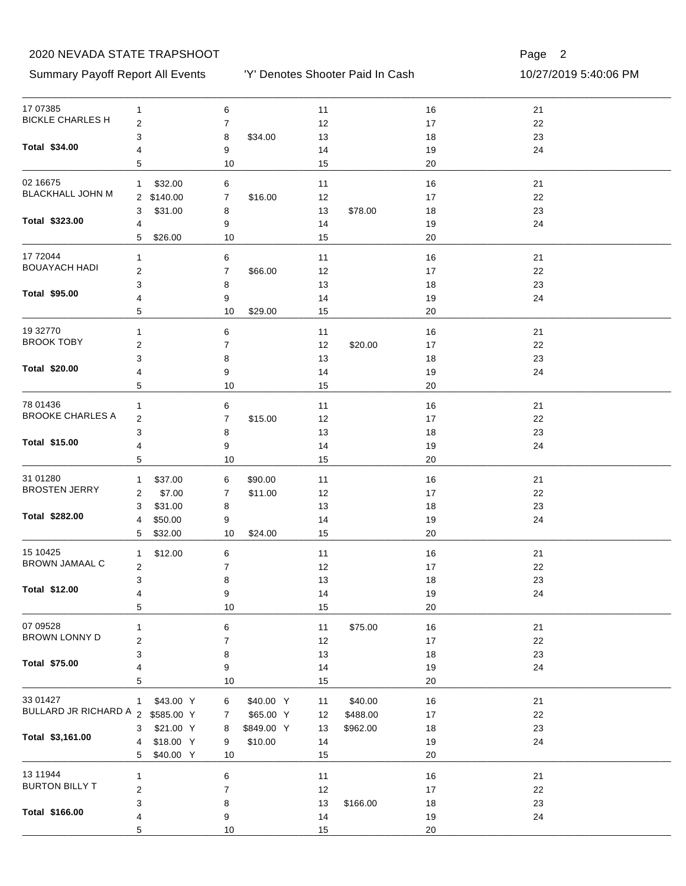| Shooter | Event | Payoff | Event | Payoff | Event | Payoff | Event | Payoff | Event | Payoff |
|---|---|---|---|---|---|---|---|---|---|---|
| 17 07385 | 1 | | 6 | | 11 | | 16 | | 21 | |
| BICKLE CHARLES H | 2 | | 7 | | 12 | | 17 | | 22 | |
| | 3 | | 8 | $34.00 | 13 | | 18 | | 23 | |
| **Total $34.00** | 4 | | 9 | | 14 | | 19 | | 24 | |
| | 5 | | 10 | | 15 | | 20 | | | |
| 02 16675 | 1 | $32.00 | 6 | | 11 | | 16 | | 21 | |
| BLACKHALL JOHN M | 2 | $140.00 | 7 | $16.00 | 12 | | 17 | | 22 | |
| | 3 | $31.00 | 8 | | 13 | $78.00 | 18 | | 23 | |
| **Total $323.00** | 4 | | 9 | | 14 | | 19 | | 24 | |
| | 5 | $26.00 | 10 | | 15 | | 20 | | | |
| 17 72044 | 1 | | 6 | | 11 | | 16 | | 21 | |
| BOUAYACH HADI | 2 | | 7 | $66.00 | 12 | | 17 | | 22 | |
| | 3 | | 8 | | 13 | | 18 | | 23 | |
| **Total $95.00** | 4 | | 9 | | 14 | | 19 | | 24 | |
| | 5 | | 10 | $29.00 | 15 | | 20 | | | |
| 19 32770 | 1 | | 6 | | 11 | | 16 | | 21 | |
| BROOK TOBY | 2 | | 7 | | 12 | $20.00 | 17 | | 22 | |
| | 3 | | 8 | | 13 | | 18 | | 23 | |
| **Total $20.00** | 4 | | 9 | | 14 | | 19 | | 24 | |
| | 5 | | 10 | | 15 | | 20 | | | |
| 78 01436 | 1 | | 6 | | 11 | | 16 | | 21 | |
| BROOKE CHARLES A | 2 | | 7 | $15.00 | 12 | | 17 | | 22 | |
| | 3 | | 8 | | 13 | | 18 | | 23 | |
| **Total $15.00** | 4 | | 9 | | 14 | | 19 | | 24 | |
| | 5 | | 10 | | 15 | | 20 | | | |
| 31 01280 | 1 | $37.00 | 6 | $90.00 | 11 | | 16 | | 21 | |
| BROSTEN JERRY | 2 | $7.00 | 7 | $11.00 | 12 | | 17 | | 22 | |
| | 3 | $31.00 | 8 | | 13 | | 18 | | 23 | |
| **Total $282.00** | 4 | $50.00 | 9 | | 14 | | 19 | | 24 | |
| | 5 | $32.00 | 10 | $24.00 | 15 | | 20 | | | |
| 15 10425 | 1 | $12.00 | 6 | | 11 | | 16 | | 21 | |
| BROWN JAMAAL C | 2 | | 7 | | 12 | | 17 | | 22 | |
| | 3 | | 8 | | 13 | | 18 | | 23 | |
| **Total $12.00** | 4 | | 9 | | 14 | | 19 | | 24 | |
| | 5 | | 10 | | 15 | | 20 | | | |
| 07 09528 | 1 | | 6 | | 11 | $75.00 | 16 | | 21 | |
| BROWN LONNY D | 2 | | 7 | | 12 | | 17 | | 22 | |
| | 3 | | 8 | | 13 | | 18 | | 23 | |
| **Total $75.00** | 4 | | 9 | | 14 | | 19 | | 24 | |
| | 5 | | 10 | | 15 | | 20 | | | |
| 33 01427 | 1 | $43.00 Y | 6 | $40.00 Y | 11 | $40.00 | 16 | | 21 | |
| BULLARD JR RICHARD A | 2 | $585.00 Y | 7 | $65.00 Y | 12 | $488.00 | 17 | | 22 | |
| | 3 | $21.00 Y | 8 | $849.00 Y | 13 | $962.00 | 18 | | 23 | |
| **Total $3,161.00** | 4 | $18.00 Y | 9 | $10.00 | 14 | | 19 | | 24 | |
| | 5 | $40.00 Y | 10 | | 15 | | 20 | | | |
| 13 11944 | 1 | | 6 | | 11 | | 16 | | 21 | |
| BURTON BILLY T | 2 | | 7 | | 12 | | 17 | | 22 | |
| | 3 | | 8 | | 13 | $166.00 | 18 | | 23 | |
| **Total $166.00** | 4 | | 9 | | 14 | | 19 | | 24 | |
| | 5 | | 10 | | 15 | | 20 | | | |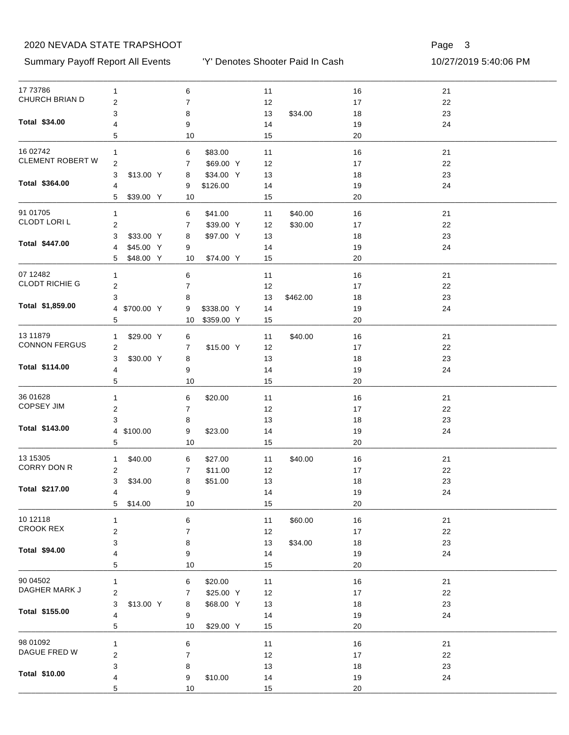2020 NEVADA STATE TRAPSHOOT

Summary Payoff Report All Events — 'Y' Denotes Shooter Paid In Cash — 10/27/2019 5:40:06 PM

| Shooter | Total | Event Payoffs |
|---|---|---|
| 17 73786 CHURCH BRIAN D | $34.00 | 13: $34.00 |
| 16 02742 CLEMENT ROBERT W | $364.00 | 3: $13.00 Y; 5: $39.00 Y; 6: $83.00; 7: $69.00 Y; 8: $34.00 Y; 9: $126.00 |
| 91 01705 CLODT LORI L | $447.00 | 3: $33.00 Y; 4: $45.00 Y; 5: $48.00 Y; 6: $41.00; 7: $39.00 Y; 8: $97.00 Y; 10: $74.00 Y; 11: $40.00; 12: $30.00 |
| 07 12482 CLODT RICHIE G | $1,859.00 | 4: $700.00 Y; 9: $338.00 Y; 10: $359.00 Y; 13: $462.00 |
| 13 11879 CONNON FERGUS | $114.00 | 1: $29.00 Y; 3: $30.00 Y; 7: $15.00 Y; 11: $40.00 |
| 36 01628 COPSEY JIM | $143.00 | 4: $100.00; 6: $20.00; 9: $23.00 |
| 13 15305 CORRY DON R | $217.00 | 1: $40.00; 3: $34.00; 5: $14.00; 6: $27.00; 7: $11.00; 8: $51.00; 11: $40.00 |
| 10 12118 CROOK REX | $94.00 | 11: $60.00; 13: $34.00 |
| 90 04502 DAGHER MARK J | $155.00 | 3: $13.00 Y; 6: $20.00; 7: $25.00 Y; 8: $68.00 Y; 10: $29.00 Y |
| 98 01092 DAGUE FRED W | $10.00 | 9: $10.00 |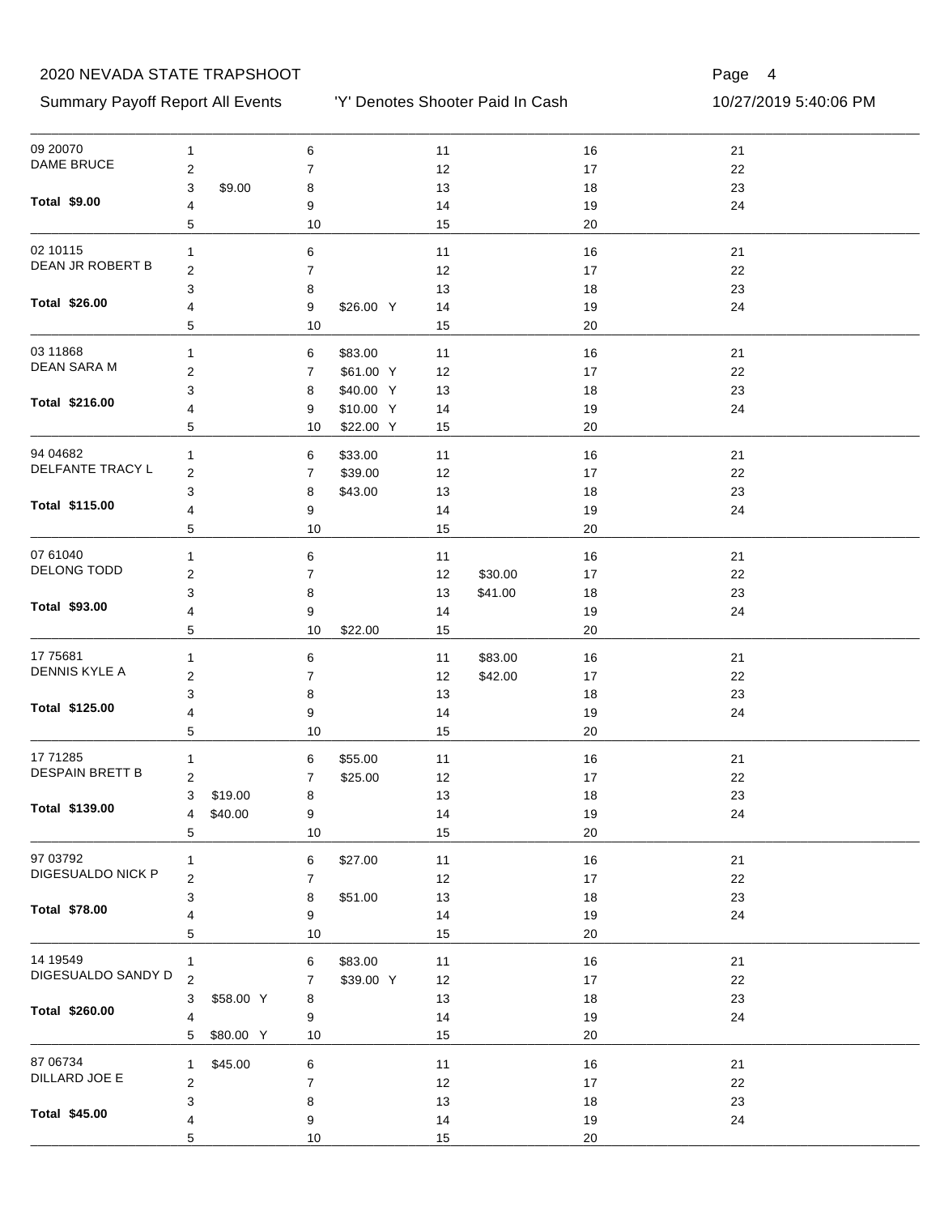| Shooter ID | Name | Total | Event | Payoff | Paid In Cash |
|---|---|---|---|---|---|
| 09 20070 | DAME BRUCE | $9.00 | 3 | $9.00 | |
| 02 10115 | DEAN JR ROBERT B | $26.00 | 9 | $26.00 | Y |
| 03 11868 | DEAN SARA M | $216.00 | 6 | $83.00 | |
| | | | 7 | $61.00 | Y |
| | | | 8 | $40.00 | Y |
| | | | 9 | $10.00 | Y |
| | | | 10 | $22.00 | Y |
| 94 04682 | DELFANTE TRACY L | $115.00 | 6 | $33.00 | |
| | | | 7 | $39.00 | |
| | | | 8 | $43.00 | |
| 07 61040 | DELONG TODD | $93.00 | 10 | $22.00 | |
| | | | 12 | $30.00 | |
| | | | 13 | $41.00 | |
| 17 75681 | DENNIS KYLE A | $125.00 | 11 | $83.00 | |
| | | | 12 | $42.00 | |
| 17 71285 | DESPAIN BRETT B | $139.00 | 3 | $19.00 | |
| | | | 4 | $40.00 | |
| | | | 6 | $55.00 | |
| | | | 7 | $25.00 | |
| 97 03792 | DIGESUALDO NICK P | $78.00 | 6 | $27.00 | |
| | | | 8 | $51.00 | |
| 14 19549 | DIGESUALDO SANDY D | $260.00 | 3 | $58.00 | Y |
| | | | 5 | $80.00 | Y |
| | | | 6 | $83.00 | |
| | | | 7 | $39.00 | Y |
| 87 06734 | DILLARD JOE E | $45.00 | 1 | $45.00 | |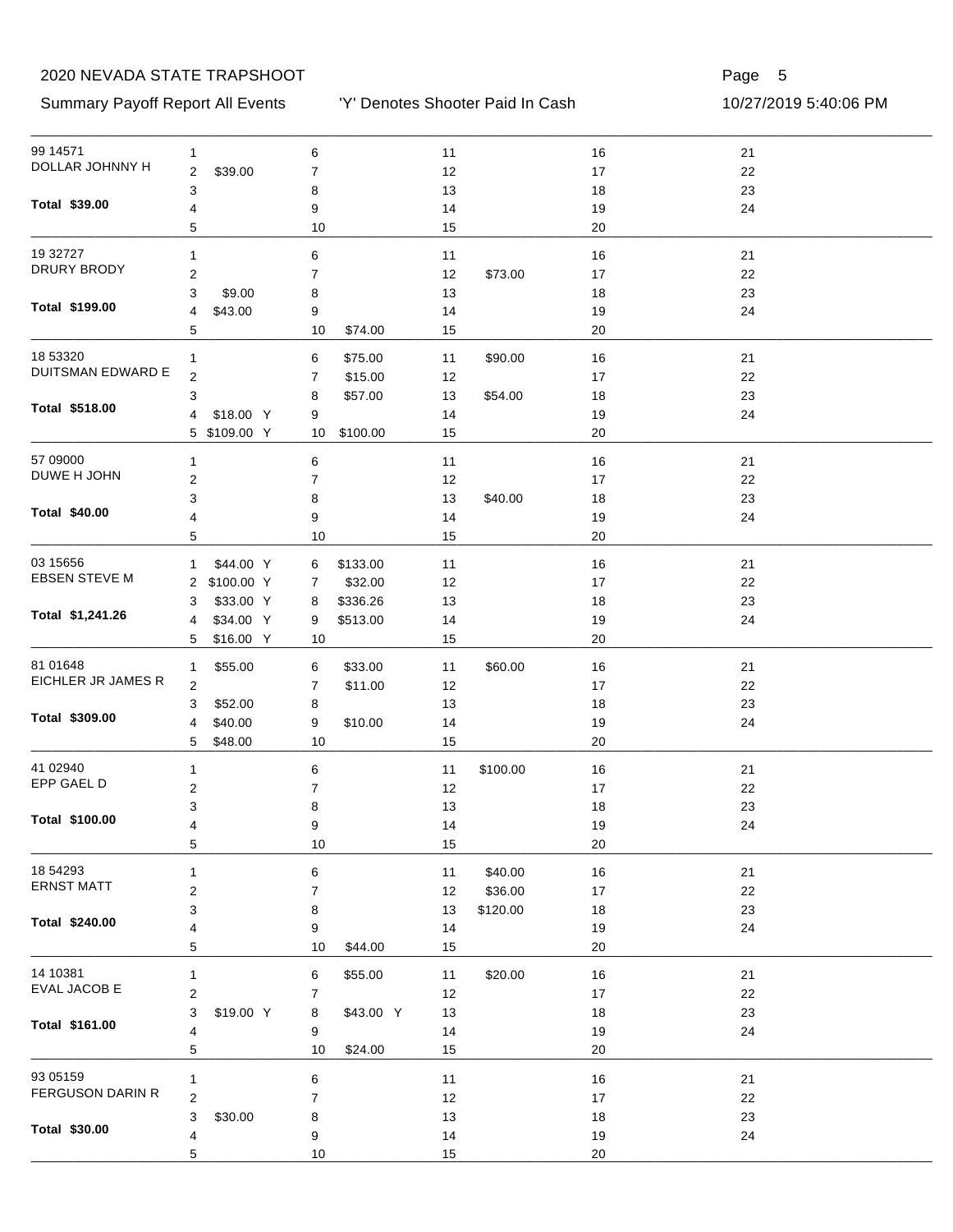2020 NEVADA STATE TRAPSHOOT

Summary Payoff Report All Events    'Y' Denotes Shooter Paid In Cash    10/27/2019 5:40:06 PM

| Shooter | Event | Payoff | Event | Payoff | Event | Payoff | Event | Payoff | Event | Payoff |
|---|---|---|---|---|---|---|---|---|---|---|
| 99 14571 | 1 | | 6 | | 11 | | 16 | | 21 | |
| DOLLAR JOHNNY H | 2 | $39.00 | 7 | | 12 | | 17 | | 22 | |
| | 3 | | 8 | | 13 | | 18 | | 23 | |
| **Total $39.00** | 4 | | 9 | | 14 | | 19 | | 24 | |
| | 5 | | 10 | | 15 | | 20 | | | |
| 19 32727 | 1 | | 6 | | 11 | | 16 | | 21 | |
| DRURY BRODY | 2 | | 7 | | 12 | $73.00 | 17 | | 22 | |
| | 3 | $9.00 | 8 | | 13 | | 18 | | 23 | |
| **Total $199.00** | 4 | $43.00 | 9 | | 14 | | 19 | | 24 | |
| | 5 | | 10 | $74.00 | 15 | | 20 | | | |
| 18 53320 | 1 | | 6 | $75.00 | 11 | $90.00 | 16 | | 21 | |
| DUITSMAN EDWARD E | 2 | | 7 | $15.00 | 12 | | 17 | | 22 | |
| | 3 | | 8 | $57.00 | 13 | $54.00 | 18 | | 23 | |
| **Total $518.00** | 4 | $18.00 Y | 9 | | 14 | | 19 | | 24 | |
| | 5 | $109.00 Y | 10 | $100.00 | 15 | | 20 | | | |
| 57 09000 | 1 | | 6 | | 11 | | 16 | | 21 | |
| DUWE H JOHN | 2 | | 7 | | 12 | | 17 | | 22 | |
| | 3 | | 8 | | 13 | $40.00 | 18 | | 23 | |
| **Total $40.00** | 4 | | 9 | | 14 | | 19 | | 24 | |
| | 5 | | 10 | | 15 | | 20 | | | |
| 03 15656 | 1 | $44.00 Y | 6 | $133.00 | 11 | | 16 | | 21 | |
| EBSEN STEVE M | 2 | $100.00 Y | 7 | $32.00 | 12 | | 17 | | 22 | |
| | 3 | $33.00 Y | 8 | $336.26 | 13 | | 18 | | 23 | |
| **Total $1,241.26** | 4 | $34.00 Y | 9 | $513.00 | 14 | | 19 | | 24 | |
| | 5 | $16.00 Y | 10 | | 15 | | 20 | | | |
| 81 01648 | 1 | $55.00 | 6 | $33.00 | 11 | $60.00 | 16 | | 21 | |
| EICHLER JR JAMES R | 2 | | 7 | $11.00 | 12 | | 17 | | 22 | |
| | 3 | $52.00 | 8 | | 13 | | 18 | | 23 | |
| **Total $309.00** | 4 | $40.00 | 9 | $10.00 | 14 | | 19 | | 24 | |
| | 5 | $48.00 | 10 | | 15 | | 20 | | | |
| 41 02940 | 1 | | 6 | | 11 | $100.00 | 16 | | 21 | |
| EPP GAEL D | 2 | | 7 | | 12 | | 17 | | 22 | |
| | 3 | | 8 | | 13 | | 18 | | 23 | |
| **Total $100.00** | 4 | | 9 | | 14 | | 19 | | 24 | |
| | 5 | | 10 | | 15 | | 20 | | | |
| 18 54293 | 1 | | 6 | | 11 | $40.00 | 16 | | 21 | |
| ERNST MATT | 2 | | 7 | | 12 | $36.00 | 17 | | 22 | |
| | 3 | | 8 | | 13 | $120.00 | 18 | | 23 | |
| **Total $240.00** | 4 | | 9 | | 14 | | 19 | | 24 | |
| | 5 | | 10 | $44.00 | 15 | | 20 | | | |
| 14 10381 | 1 | | 6 | $55.00 | 11 | $20.00 | 16 | | 21 | |
| EVAL JACOB E | 2 | | 7 | | 12 | | 17 | | 22 | |
| | 3 | $19.00 Y | 8 | $43.00 Y | 13 | | 18 | | 23 | |
| **Total $161.00** | 4 | | 9 | | 14 | | 19 | | 24 | |
| | 5 | | 10 | $24.00 | 15 | | 20 | | | |
| 93 05159 | 1 | | 6 | | 11 | | 16 | | 21 | |
| FERGUSON DARIN R | 2 | | 7 | | 12 | | 17 | | 22 | |
| | 3 | $30.00 | 8 | | 13 | | 18 | | 23 | |
| **Total $30.00** | 4 | | 9 | | 14 | | 19 | | 24 | |
| | 5 | | 10 | | 15 | | 20 | | | |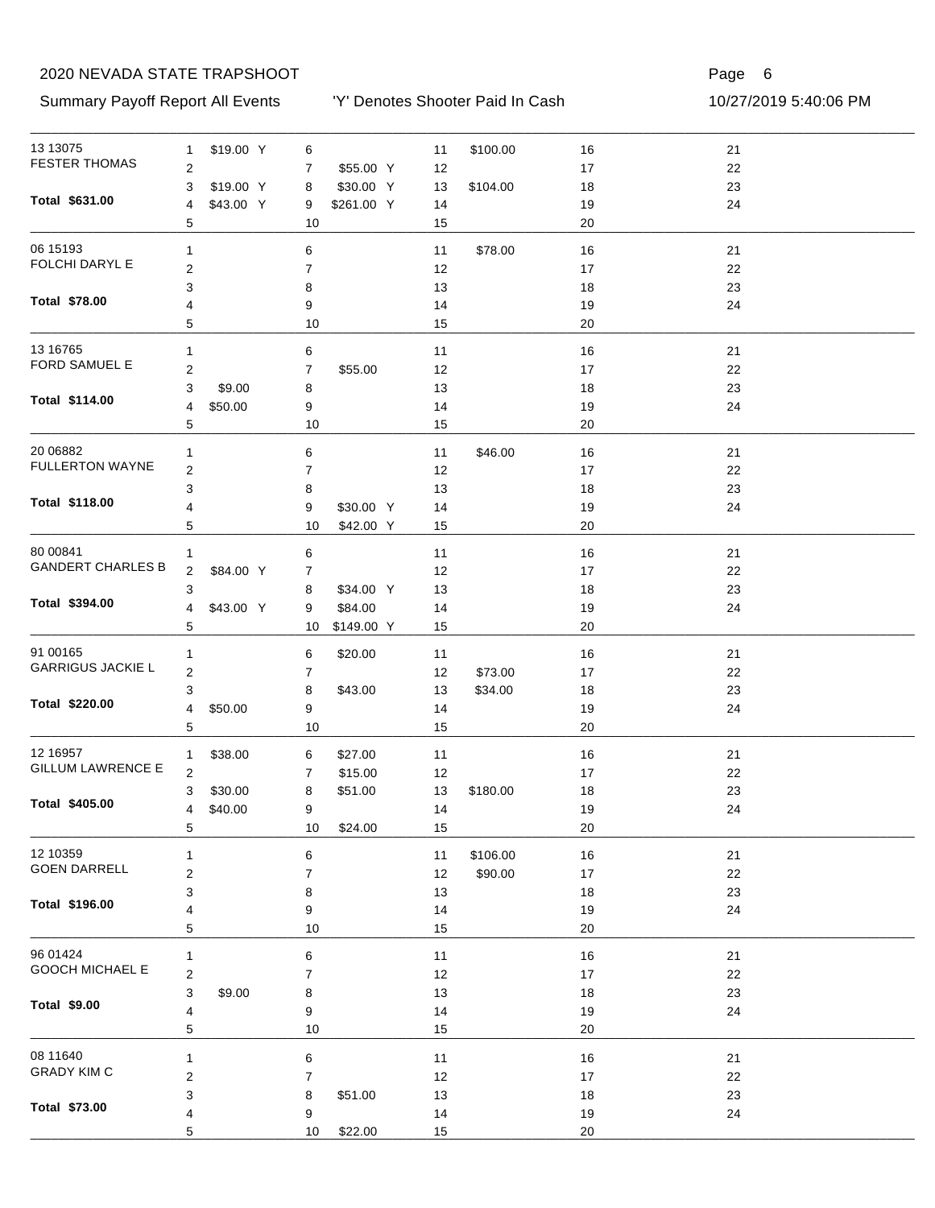# 2020 NEVADA STATE TRAPSHOOT

Summary Payoff Report All Events — 'Y' Denotes Shooter Paid In Cash — 10/27/2019 5:40:06 PM

| Shooter | Total | Event Payoffs |
|---|---|---|
| 13 13075 FESTER THOMAS | $631.00 | 1: $19.00 Y; 3: $19.00 Y; 4: $43.00 Y; 7: $55.00 Y; 8: $30.00 Y; 9: $261.00 Y; 11: $100.00; 13: $104.00 |
| 06 15193 FOLCHI DARYL E | $78.00 | 11: $78.00 |
| 13 16765 FORD SAMUEL E | $114.00 | 3: $9.00; 4: $50.00; 7: $55.00 |
| 20 06882 FULLERTON WAYNE | $118.00 | 9: $30.00 Y; 10: $42.00 Y; 11: $46.00 |
| 80 00841 GANDERT CHARLES B | $394.00 | 2: $84.00 Y; 4: $43.00 Y; 8: $34.00 Y; 9: $84.00; 10: $149.00 Y |
| 91 00165 GARRIGUS JACKIE L | $220.00 | 4: $50.00; 6: $20.00; 8: $43.00; 12: $73.00; 13: $34.00 |
| 12 16957 GILLUM LAWRENCE E | $405.00 | 1: $38.00; 3: $30.00; 4: $40.00; 6: $27.00; 7: $15.00; 8: $51.00; 10: $24.00; 13: $180.00 |
| 12 10359 GOEN DARRELL | $196.00 | 11: $106.00; 12: $90.00 |
| 96 01424 GOOCH MICHAEL E | $9.00 | 3: $9.00 |
| 08 11640 GRADY KIM C | $73.00 | 8: $51.00; 10: $22.00 |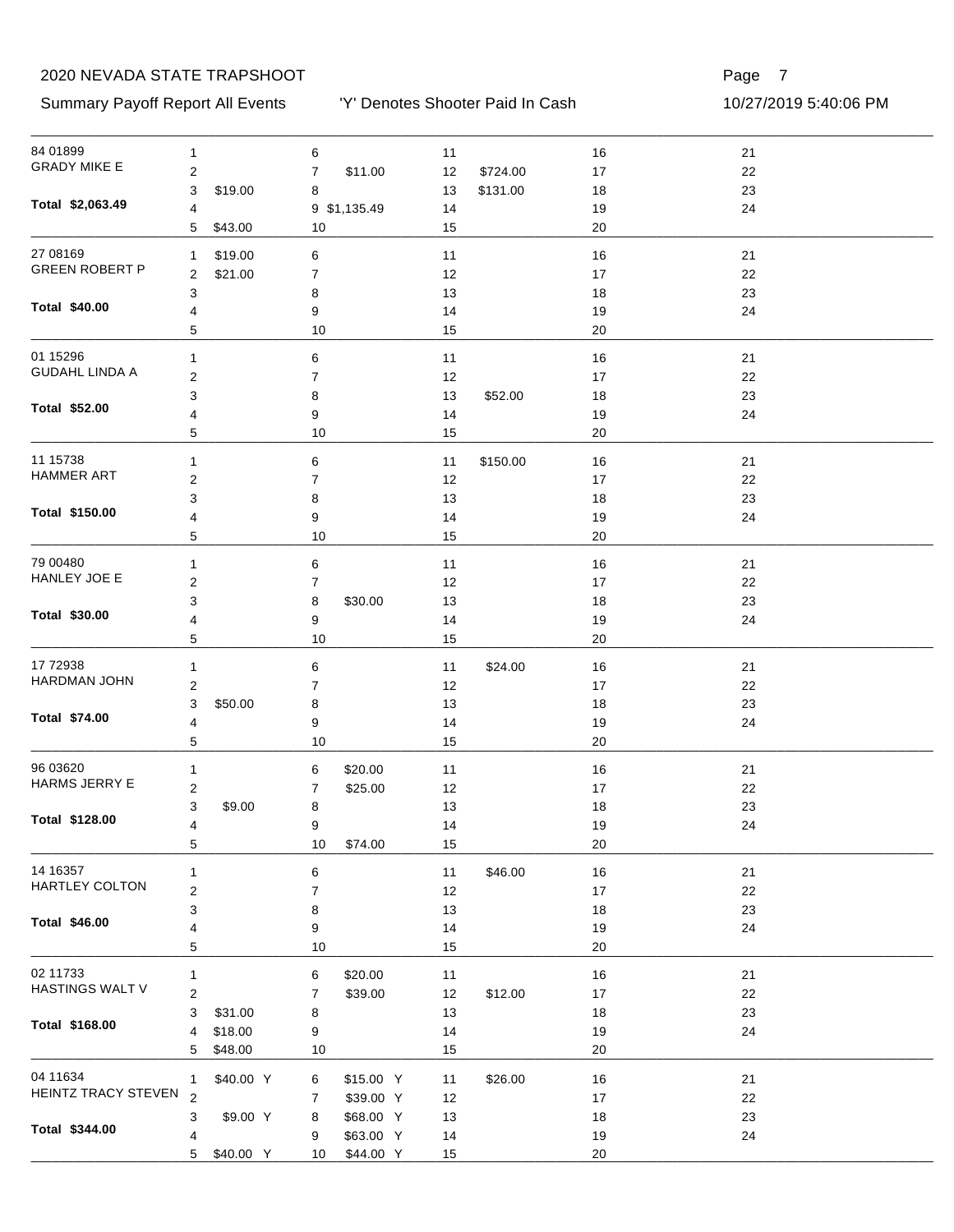2020 NEVADA STATE TRAPSHOOT

Summary Payoff Report All Events 'Y' Denotes Shooter Paid In Cash 10/27/2019 5:40:06 PM

| Shooter | Total | 1 | 2 | 3 | 4 | 5 | 6 | 7 | 8 | 9 | 10 | 11 | 12 | 13 | 14 | 15 | 16 | 17 | 18 | 19 | 20 | 21 | 22 | 23 | 24 |
|---|---|---|---|---|---|---|---|---|---|---|---|---|---|---|---|---|---|---|---|---|---|---|---|---|---|
| 84 01899 GRADY MIKE E | $2,063.49 | | | $19.00 | | $43.00 | | $11.00 | | $1,135.49 | | | $724.00 | $131.00 | | | | | | | | | | | |
| 27 08169 GREEN ROBERT P | $40.00 | $19.00 | $21.00 | | | | | | | | | | | | | | | | | | | | | | |
| 01 15296 GUDAHL LINDA A | $52.00 | | | | | | | | | | | | | $52.00 | | | | | | | | | | | |
| 11 15738 HAMMER ART | $150.00 | | | | | | | | | | | $150.00 | | | | | | | | | | | | | |
| 79 00480 HANLEY JOE E | $30.00 | | | | | | | | $30.00 | | | | | | | | | | | | | | | | |
| 17 72938 HARDMAN JOHN | $74.00 | | | $50.00 | | | | | | | | $24.00 | | | | | | | | | | | | | |
| 96 03620 HARMS JERRY E | $128.00 | | | $9.00 | | | $20.00 | $25.00 | | | $74.00 | | | | | | | | | | | | | | |
| 14 16357 HARTLEY COLTON | $46.00 | | | | | | | | | | | $46.00 | | | | | | | | | | | | | |
| 02 11733 HASTINGS WALT V | $168.00 | | | $31.00 | $18.00 | $48.00 | $20.00 | $39.00 | | | | | $12.00 | | | | | | | | | | | | |
| 04 11634 HEINTZ TRACY STEVEN | $344.00 | $40.00 Y | | $9.00 Y | | $40.00 Y | $15.00 Y | $39.00 Y | $68.00 Y | $63.00 Y | $44.00 Y | $26.00 | | | | | | | | | | | | | |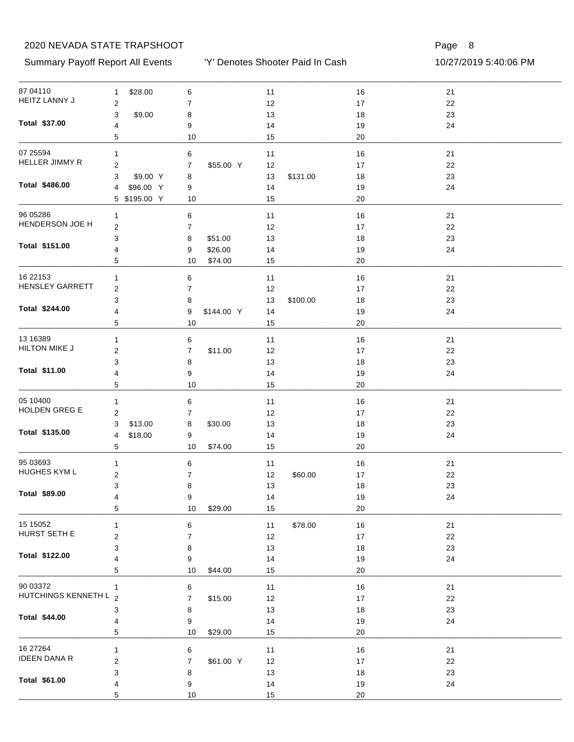2020 NEVADA STATE TRAPSHOOT

Summary Payoff Report All Events — 'Y' Denotes Shooter Paid In Cash — 10/27/2019 5:40:06 PM

| Shooter | 1 | 2 | 3 | 4 | 5 | 6 | 7 | 8 | 9 | 10 | 11 | 12 | 13 | 14 | 15 | 16 | 17 | 18 | 19 | 20 | 21 | 22 | 23 | 24 |
|---|---|---|---|---|---|---|---|---|---|---|---|---|---|---|---|---|---|---|---|---|---|---|---|---|
| 87 04110 HEITZ LANNY J **Total $37.00** | $28.00 | | $9.00 | | | | | | | | | | | | | | | | | | | | | |
| 07 25594 HELLER JIMMY R **Total $486.00** | | | $9.00 Y | $96.00 Y | $195.00 Y | | $55.00 Y | | | | | | $131.00 | | | | | | | | | | | |
| 96 05286 HENDERSON JOE H **Total $151.00** | | | | | | | | $51.00 | $26.00 | $74.00 | | | | | | | | | | | | | | |
| 16 22153 HENSLEY GARRETT **Total $244.00** | | | | | | | | | $144.00 Y | | | | $100.00 | | | | | | | | | | | |
| 13 16389 HILTON MIKE J **Total $11.00** | | | | | | | $11.00 | | | | | | | | | | | | | | | | | |
| 05 10400 HOLDEN GREG E **Total $135.00** | | | $13.00 | $18.00 | | | | $30.00 | | $74.00 | | | | | | | | | | | | | | |
| 95 03693 HUGHES KYM L **Total $89.00** | | | | | | | | | | $29.00 | | $60.00 | | | | | | | | | | | | |
| 15 15052 HURST SETH E **Total $122.00** | | | | | | | | | | $44.00 | $78.00 | | | | | | | | | | | | | |
| 90 03372 HUTCHINGS KENNETH L **Total $44.00** | | | | | | | $15.00 | | | $29.00 | | | | | | | | | | | | | | |
| 16 27264 IDEEN DANA R **Total $61.00** | | | | | | | $61.00 Y | | | | | | | | | | | | | | | | | |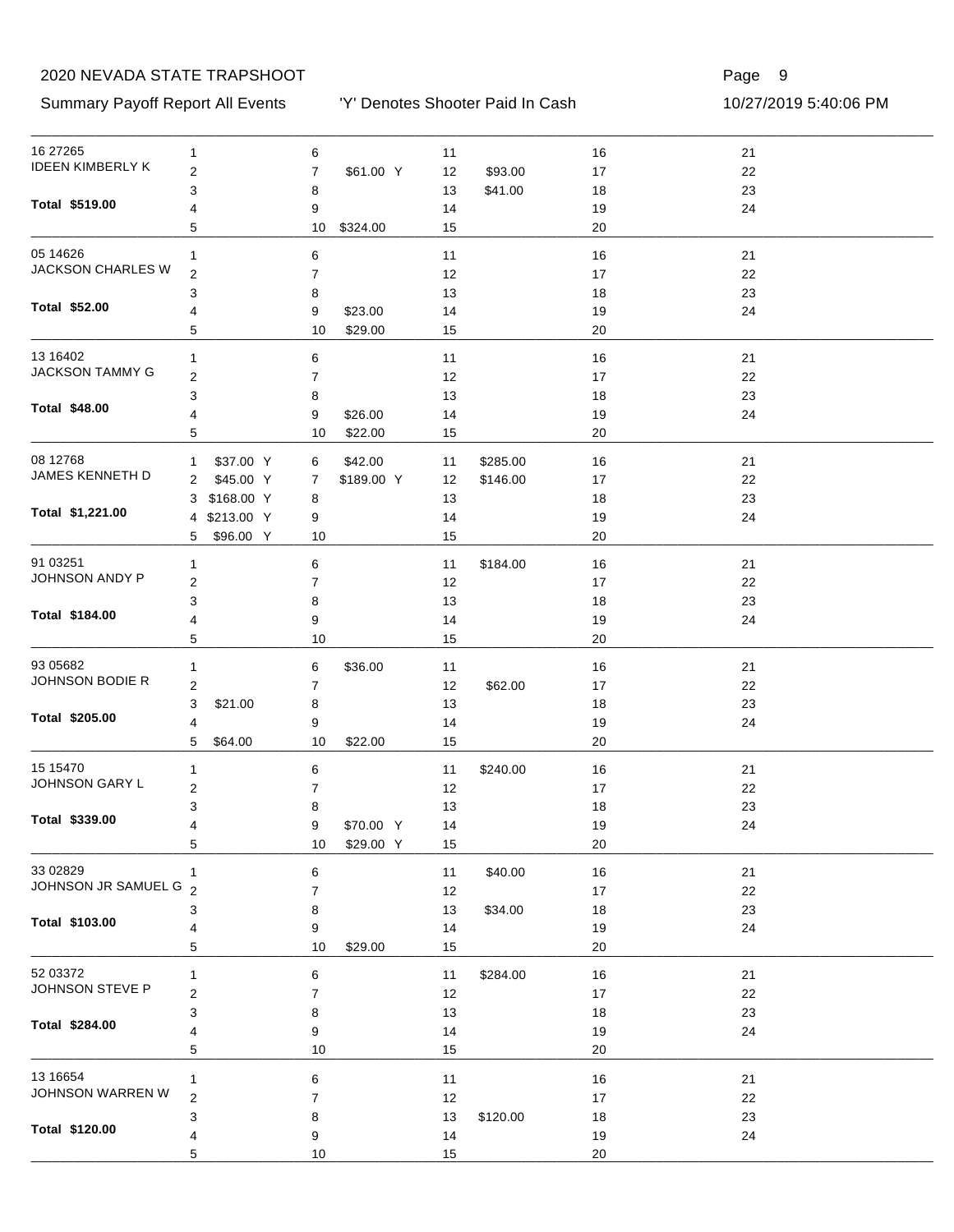2020 NEVADA STATE TRAPSHOOT

Summary Payoff Report All Events — 'Y' Denotes Shooter Paid In Cash — 10/27/2019 5:40:06 PM

| Shooter | Event | Amount | Event | Amount | Event | Amount | Event | Amount | Event | Amount |
|---|---|---|---|---|---|---|---|---|---|---|
| 16 27265 | 1 | | 6 | | 11 | | 16 | | 21 | |
| IDEEN KIMBERLY K | 2 | | 7 | $61.00 Y | 12 | $93.00 | 17 | | 22 | |
| | 3 | | 8 | | 13 | $41.00 | 18 | | 23 | |
| **Total $519.00** | 4 | | 9 | | 14 | | 19 | | 24 | |
| | 5 | | 10 | $324.00 | 15 | | 20 | | | |
| 05 14626 | 1 | | 6 | | 11 | | 16 | | 21 | |
| JACKSON CHARLES W | 2 | | 7 | | 12 | | 17 | | 22 | |
| | 3 | | 8 | | 13 | | 18 | | 23 | |
| **Total $52.00** | 4 | | 9 | $23.00 | 14 | | 19 | | 24 | |
| | 5 | | 10 | $29.00 | 15 | | 20 | | | |
| 13 16402 | 1 | | 6 | | 11 | | 16 | | 21 | |
| JACKSON TAMMY G | 2 | | 7 | | 12 | | 17 | | 22 | |
| | 3 | | 8 | | 13 | | 18 | | 23 | |
| **Total $48.00** | 4 | | 9 | $26.00 | 14 | | 19 | | 24 | |
| | 5 | | 10 | $22.00 | 15 | | 20 | | | |
| 08 12768 | 1 | $37.00 Y | 6 | $42.00 | 11 | $285.00 | 16 | | 21 | |
| JAMES KENNETH D | 2 | $45.00 Y | 7 | $189.00 Y | 12 | $146.00 | 17 | | 22 | |
| | 3 | $168.00 Y | 8 | | 13 | | 18 | | 23 | |
| **Total $1,221.00** | 4 | $213.00 Y | 9 | | 14 | | 19 | | 24 | |
| | 5 | $96.00 Y | 10 | | 15 | | 20 | | | |
| 91 03251 | 1 | | 6 | | 11 | $184.00 | 16 | | 21 | |
| JOHNSON ANDY P | 2 | | 7 | | 12 | | 17 | | 22 | |
| | 3 | | 8 | | 13 | | 18 | | 23 | |
| **Total $184.00** | 4 | | 9 | | 14 | | 19 | | 24 | |
| | 5 | | 10 | | 15 | | 20 | | | |
| 93 05682 | 1 | | 6 | $36.00 | 11 | | 16 | | 21 | |
| JOHNSON BODIE R | 2 | | 7 | | 12 | $62.00 | 17 | | 22 | |
| | 3 | $21.00 | 8 | | 13 | | 18 | | 23 | |
| **Total $205.00** | 4 | | 9 | | 14 | | 19 | | 24 | |
| | 5 | $64.00 | 10 | $22.00 | 15 | | 20 | | | |
| 15 15470 | 1 | | 6 | | 11 | $240.00 | 16 | | 21 | |
| JOHNSON GARY L | 2 | | 7 | | 12 | | 17 | | 22 | |
| | 3 | | 8 | | 13 | | 18 | | 23 | |
| **Total $339.00** | 4 | | 9 | $70.00 Y | 14 | | 19 | | 24 | |
| | 5 | | 10 | $29.00 Y | 15 | | 20 | | | |
| 33 02829 | 1 | | 6 | | 11 | $40.00 | 16 | | 21 | |
| JOHNSON JR SAMUEL G | 2 | | 7 | | 12 | | 17 | | 22 | |
| | 3 | | 8 | | 13 | $34.00 | 18 | | 23 | |
| **Total $103.00** | 4 | | 9 | | 14 | | 19 | | 24 | |
| | 5 | | 10 | $29.00 | 15 | | 20 | | | |
| 52 03372 | 1 | | 6 | | 11 | $284.00 | 16 | | 21 | |
| JOHNSON STEVE P | 2 | | 7 | | 12 | | 17 | | 22 | |
| | 3 | | 8 | | 13 | | 18 | | 23 | |
| **Total $284.00** | 4 | | 9 | | 14 | | 19 | | 24 | |
| | 5 | | 10 | | 15 | | 20 | | | |
| 13 16654 | 1 | | 6 | | 11 | | 16 | | 21 | |
| JOHNSON WARREN W | 2 | | 7 | | 12 | | 17 | | 22 | |
| | 3 | | 8 | | 13 | $120.00 | 18 | | 23 | |
| **Total $120.00** | 4 | | 9 | | 14 | | 19 | | 24 | |
| | 5 | | 10 | | 15 | | 20 | | | |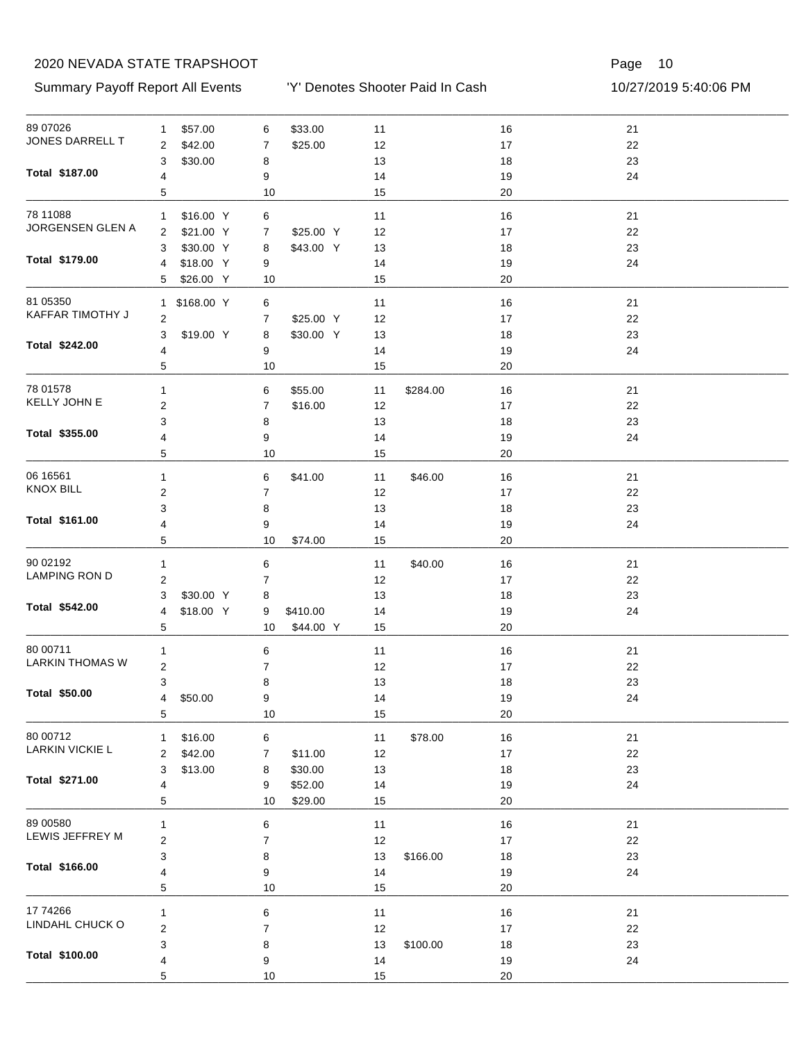2020 NEVADA STATE TRAPSHOOT

Summary Payoff Report All Events — 'Y' Denotes Shooter Paid In Cash — 10/27/2019 5:40:06 PM

| Shooter | Total | Event Payoffs |
|---|---|---|
| 89 07026 JONES DARRELL T | $187.00 | 1: $57.00; 2: $42.00; 3: $30.00; 6: $33.00; 7: $25.00 |
| 78 11088 JORGENSEN GLEN A | $179.00 | 1: $16.00 Y; 2: $21.00 Y; 3: $30.00 Y; 4: $18.00 Y; 5: $26.00 Y; 7: $25.00 Y; 8: $43.00 Y |
| 81 05350 KAFFAR TIMOTHY J | $242.00 | 1: $168.00 Y; 3: $19.00 Y; 7: $25.00 Y; 8: $30.00 Y |
| 78 01578 KELLY JOHN E | $355.00 | 6: $55.00; 7: $16.00; 11: $284.00 |
| 06 16561 KNOX BILL | $161.00 | 6: $41.00; 10: $74.00; 11: $46.00 |
| 90 02192 LAMPING RON D | $542.00 | 3: $30.00 Y; 4: $18.00 Y; 9: $410.00; 10: $44.00 Y; 11: $40.00 |
| 80 00711 LARKIN THOMAS W | $50.00 | 4: $50.00 |
| 80 00712 LARKIN VICKIE L | $271.00 | 1: $16.00; 2: $42.00; 3: $13.00; 7: $11.00; 8: $30.00; 9: $52.00; 10: $29.00; 11: $78.00 |
| 89 00580 LEWIS JEFFREY M | $166.00 | 13: $166.00 |
| 17 74266 LINDAHL CHUCK O | $100.00 | 13: $100.00 |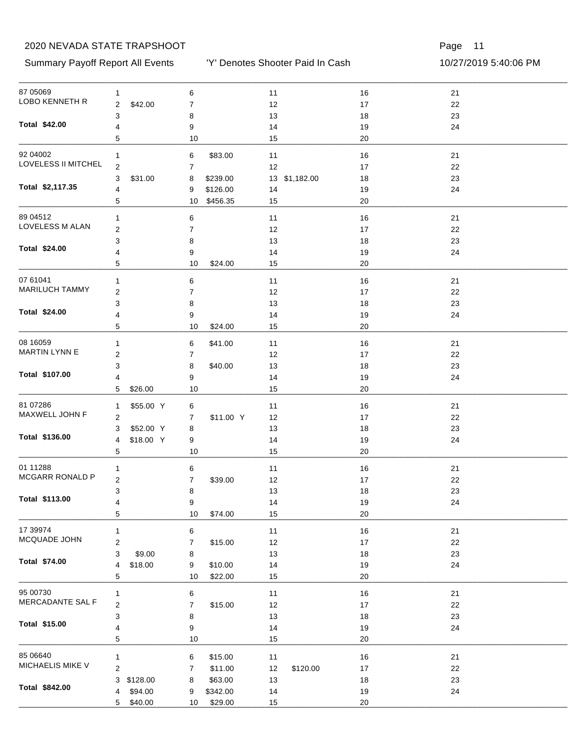# 2020 NEVADA STATE TRAPSHOOT

Summary Payoff Report All Events — 'Y' Denotes Shooter Paid In Cash — 10/27/2019 5:40:06 PM

| Shooter | Event | Amount | Event | Amount | Event | Amount | Event | Amount | Event | Amount |
|---|---|---|---|---|---|---|---|---|---|---|
| 87 05069 | 1 | | 6 | | 11 | | 16 | | 21 | |
| LOBO KENNETH R | 2 | $42.00 | 7 | | 12 | | 17 | | 22 | |
| | 3 | | 8 | | 13 | | 18 | | 23 | |
| **Total $42.00** | 4 | | 9 | | 14 | | 19 | | 24 | |
| | 5 | | 10 | | 15 | | 20 | | | |
| 92 04002 | 1 | | 6 | $83.00 | 11 | | 16 | | 21 | |
| LOVELESS II MITCHEL | 2 | | 7 | | 12 | | 17 | | 22 | |
| | 3 | $31.00 | 8 | $239.00 | 13 | $1,182.00 | 18 | | 23 | |
| **Total $2,117.35** | 4 | | 9 | $126.00 | 14 | | 19 | | 24 | |
| | 5 | | 10 | $456.35 | 15 | | 20 | | | |
| 89 04512 | 1 | | 6 | | 11 | | 16 | | 21 | |
| LOVELESS M ALAN | 2 | | 7 | | 12 | | 17 | | 22 | |
| | 3 | | 8 | | 13 | | 18 | | 23 | |
| **Total $24.00** | 4 | | 9 | | 14 | | 19 | | 24 | |
| | 5 | | 10 | $24.00 | 15 | | 20 | | | |
| 07 61041 | 1 | | 6 | | 11 | | 16 | | 21 | |
| MARILUCH TAMMY | 2 | | 7 | | 12 | | 17 | | 22 | |
| | 3 | | 8 | | 13 | | 18 | | 23 | |
| **Total $24.00** | 4 | | 9 | | 14 | | 19 | | 24 | |
| | 5 | | 10 | $24.00 | 15 | | 20 | | | |
| 08 16059 | 1 | | 6 | $41.00 | 11 | | 16 | | 21 | |
| MARTIN LYNN E | 2 | | 7 | | 12 | | 17 | | 22 | |
| | 3 | | 8 | $40.00 | 13 | | 18 | | 23 | |
| **Total $107.00** | 4 | | 9 | | 14 | | 19 | | 24 | |
| | 5 | $26.00 | 10 | | 15 | | 20 | | | |
| 81 07286 | 1 | $55.00 Y | 6 | | 11 | | 16 | | 21 | |
| MAXWELL JOHN F | 2 | | 7 | $11.00 Y | 12 | | 17 | | 22 | |
| | 3 | $52.00 Y | 8 | | 13 | | 18 | | 23 | |
| **Total $136.00** | 4 | $18.00 Y | 9 | | 14 | | 19 | | 24 | |
| | 5 | | 10 | | 15 | | 20 | | | |
| 01 11288 | 1 | | 6 | | 11 | | 16 | | 21 | |
| MCGARR RONALD P | 2 | | 7 | $39.00 | 12 | | 17 | | 22 | |
| | 3 | | 8 | | 13 | | 18 | | 23 | |
| **Total $113.00** | 4 | | 9 | | 14 | | 19 | | 24 | |
| | 5 | | 10 | $74.00 | 15 | | 20 | | | |
| 17 39974 | 1 | | 6 | | 11 | | 16 | | 21 | |
| MCQUADE JOHN | 2 | | 7 | $15.00 | 12 | | 17 | | 22 | |
| | 3 | $9.00 | 8 | | 13 | | 18 | | 23 | |
| **Total $74.00** | 4 | $18.00 | 9 | $10.00 | 14 | | 19 | | 24 | |
| | 5 | | 10 | $22.00 | 15 | | 20 | | | |
| 95 00730 | 1 | | 6 | | 11 | | 16 | | 21 | |
| MERCADANTE SAL F | 2 | | 7 | $15.00 | 12 | | 17 | | 22 | |
| | 3 | | 8 | | 13 | | 18 | | 23 | |
| **Total $15.00** | 4 | | 9 | | 14 | | 19 | | 24 | |
| | 5 | | 10 | | 15 | | 20 | | | |
| 85 06640 | 1 | | 6 | $15.00 | 11 | | 16 | | 21 | |
| MICHAELIS MIKE V | 2 | | 7 | $11.00 | 12 | $120.00 | 17 | | 22 | |
| | 3 | $128.00 | 8 | $63.00 | 13 | | 18 | | 23 | |
| **Total $842.00** | 4 | $94.00 | 9 | $342.00 | 14 | | 19 | | 24 | |
| | 5 | $40.00 | 10 | $29.00 | 15 | | 20 | | | |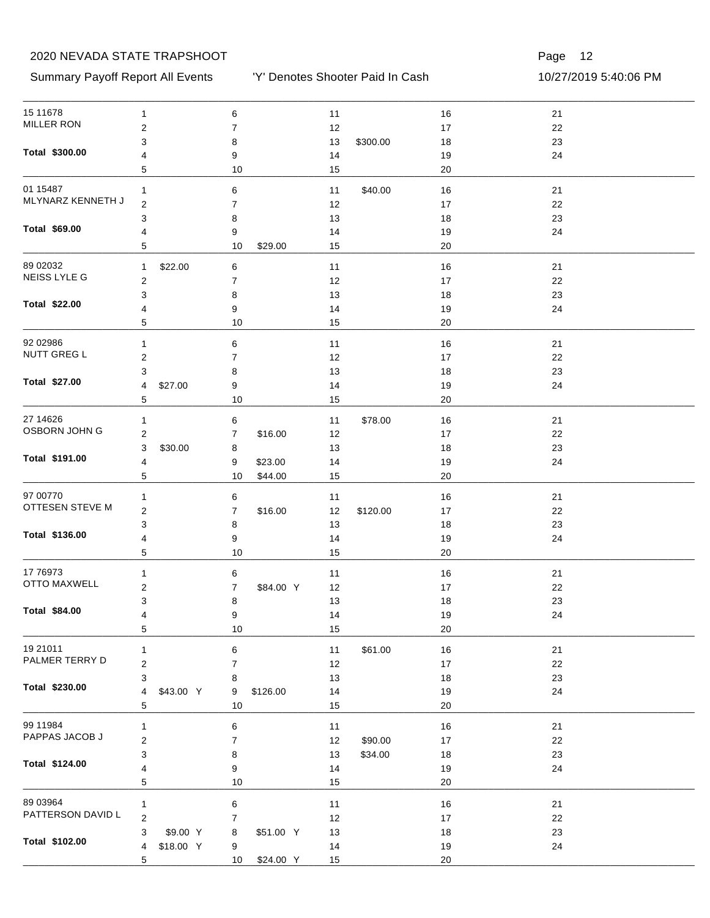2020 NEVADA STATE TRAPSHOOT

Summary Payoff Report All Events — 'Y' Denotes Shooter Paid In Cash — 10/27/2019 5:40:06 PM

| Shooter | Event 1 | Event 2 | Event 3 | Event 4 | Event 5 | Event 6 | Event 7 | Event 8 | Event 9 | Event 10 | Event 11 | Event 12 | Event 13 | Event 14 | Event 15 | Event 16 | Event 17 | Event 18 | Event 19 | Event 20 | Event 21 | Event 22 | Event 23 | Event 24 |
|---|---|---|---|---|---|---|---|---|---|---|---|---|---|---|---|---|---|---|---|---|---|---|---|---|
| 15 11678 MILLER RON **Total $300.00** | | | | | | | | | | | | | $300.00 | | | | | | | | | | | |
| 01 15487 MLYNARZ KENNETH J **Total $69.00** | | | | | | | | | | $29.00 | $40.00 | | | | | | | | | | | | | |
| 89 02032 NEISS LYLE G **Total $22.00** | $22.00 | | | | | | | | | | | | | | | | | | | | | | | |
| 92 02986 NUTT GREG L **Total $27.00** | | | | $27.00 | | | | | | | | | | | | | | | | | | | | |
| 27 14626 OSBORN JOHN G **Total $191.00** | | | $30.00 | | | | $16.00 | | $23.00 | $44.00 | $78.00 | | | | | | | | | | | | | |
| 97 00770 OTTESEN STEVE M **Total $136.00** | | | | | | | $16.00 | | | | | $120.00 | | | | | | | | | | | | |
| 17 76973 OTTO MAXWELL **Total $84.00** | | | | | | | $84.00 Y | | | | | | | | | | | | | | | | | |
| 19 21011 PALMER TERRY D **Total $230.00** | | | | $43.00 Y | | | | | $126.00 | | $61.00 | | | | | | | | | | | | | |
| 99 11984 PAPPAS JACOB J **Total $124.00** | | | | | | | | | | | | $90.00 | $34.00 | | | | | | | | | | | |
| 89 03964 PATTERSON DAVID L **Total $102.00** | | | $9.00 Y | $18.00 Y | | | | $51.00 Y | | $24.00 Y | | | | | | | | | | | | | | |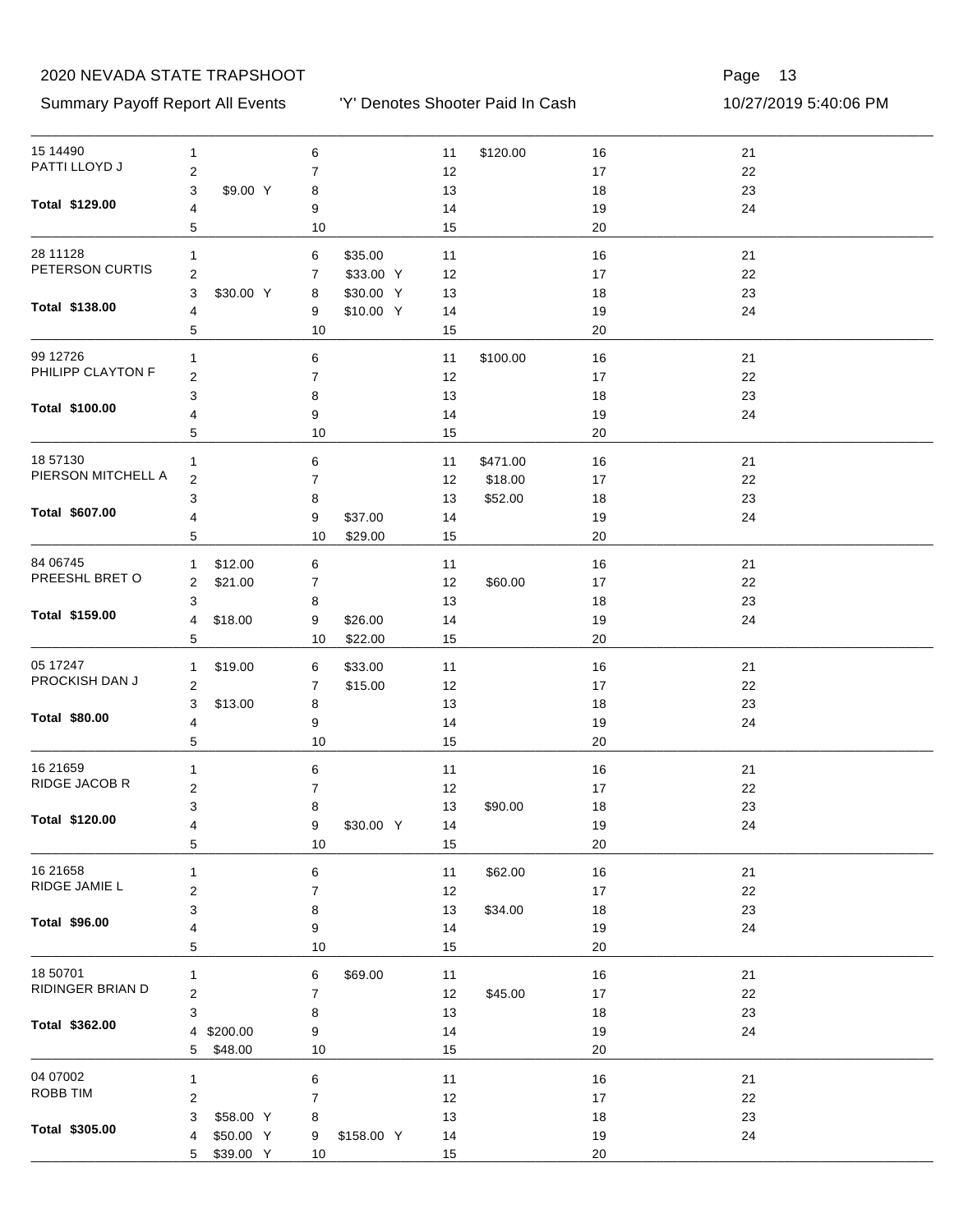# 2020 NEVADA STATE TRAPSHOOT

Summary Payoff Report All Events — 'Y' Denotes Shooter Paid In Cash — 10/27/2019 5:40:06 PM

| Shooter | Event | Amount | Event | Amount | Event | Amount | Event | Amount | Event | Amount |
|---|---|---|---|---|---|---|---|---|---|---|
| 15 14490 | 1 | | 6 | | 11 | $120.00 | 16 | | 21 | |
| PATTI LLOYD J | 2 | | 7 | | 12 | | 17 | | 22 | |
| | 3 | $9.00 Y | 8 | | 13 | | 18 | | 23 | |
| **Total $129.00** | 4 | | 9 | | 14 | | 19 | | 24 | |
| | 5 | | 10 | | 15 | | 20 | | | |
| 28 11128 | 1 | | 6 | $35.00 | 11 | | 16 | | 21 | |
| PETERSON CURTIS | 2 | | 7 | $33.00 Y | 12 | | 17 | | 22 | |
| | 3 | $30.00 Y | 8 | $30.00 Y | 13 | | 18 | | 23 | |
| **Total $138.00** | 4 | | 9 | $10.00 Y | 14 | | 19 | | 24 | |
| | 5 | | 10 | | 15 | | 20 | | | |
| 99 12726 | 1 | | 6 | | 11 | $100.00 | 16 | | 21 | |
| PHILIPP CLAYTON F | 2 | | 7 | | 12 | | 17 | | 22 | |
| | 3 | | 8 | | 13 | | 18 | | 23 | |
| **Total $100.00** | 4 | | 9 | | 14 | | 19 | | 24 | |
| | 5 | | 10 | | 15 | | 20 | | | |
| 18 57130 | 1 | | 6 | | 11 | $471.00 | 16 | | 21 | |
| PIERSON MITCHELL A | 2 | | 7 | | 12 | $18.00 | 17 | | 22 | |
| | 3 | | 8 | | 13 | $52.00 | 18 | | 23 | |
| **Total $607.00** | 4 | | 9 | $37.00 | 14 | | 19 | | 24 | |
| | 5 | | 10 | $29.00 | 15 | | 20 | | | |
| 84 06745 | 1 | $12.00 | 6 | | 11 | | 16 | | 21 | |
| PREESHL BRET O | 2 | $21.00 | 7 | | 12 | $60.00 | 17 | | 22 | |
| | 3 | | 8 | | 13 | | 18 | | 23 | |
| **Total $159.00** | 4 | $18.00 | 9 | $26.00 | 14 | | 19 | | 24 | |
| | 5 | | 10 | $22.00 | 15 | | 20 | | | |
| 05 17247 | 1 | $19.00 | 6 | $33.00 | 11 | | 16 | | 21 | |
| PROCKISH DAN J | 2 | | 7 | $15.00 | 12 | | 17 | | 22 | |
| | 3 | $13.00 | 8 | | 13 | | 18 | | 23 | |
| **Total $80.00** | 4 | | 9 | | 14 | | 19 | | 24 | |
| | 5 | | 10 | | 15 | | 20 | | | |
| 16 21659 | 1 | | 6 | | 11 | | 16 | | 21 | |
| RIDGE JACOB R | 2 | | 7 | | 12 | | 17 | | 22 | |
| | 3 | | 8 | | 13 | $90.00 | 18 | | 23 | |
| **Total $120.00** | 4 | | 9 | $30.00 Y | 14 | | 19 | | 24 | |
| | 5 | | 10 | | 15 | | 20 | | | |
| 16 21658 | 1 | | 6 | | 11 | $62.00 | 16 | | 21 | |
| RIDGE JAMIE L | 2 | | 7 | | 12 | | 17 | | 22 | |
| | 3 | | 8 | | 13 | $34.00 | 18 | | 23 | |
| **Total $96.00** | 4 | | 9 | | 14 | | 19 | | 24 | |
| | 5 | | 10 | | 15 | | 20 | | | |
| 18 50701 | 1 | | 6 | $69.00 | 11 | | 16 | | 21 | |
| RIDINGER BRIAN D | 2 | | 7 | | 12 | $45.00 | 17 | | 22 | |
| | 3 | | 8 | | 13 | | 18 | | 23 | |
| **Total $362.00** | 4 | $200.00 | 9 | | 14 | | 19 | | 24 | |
| | 5 | $48.00 | 10 | | 15 | | 20 | | | |
| 04 07002 | 1 | | 6 | | 11 | | 16 | | 21 | |
| ROBB TIM | 2 | | 7 | | 12 | | 17 | | 22 | |
| | 3 | $58.00 Y | 8 | | 13 | | 18 | | 23 | |
| **Total $305.00** | 4 | $50.00 Y | 9 | $158.00 Y | 14 | | 19 | | 24 | |
| | 5 | $39.00 Y | 10 | | 15 | | 20 | | | |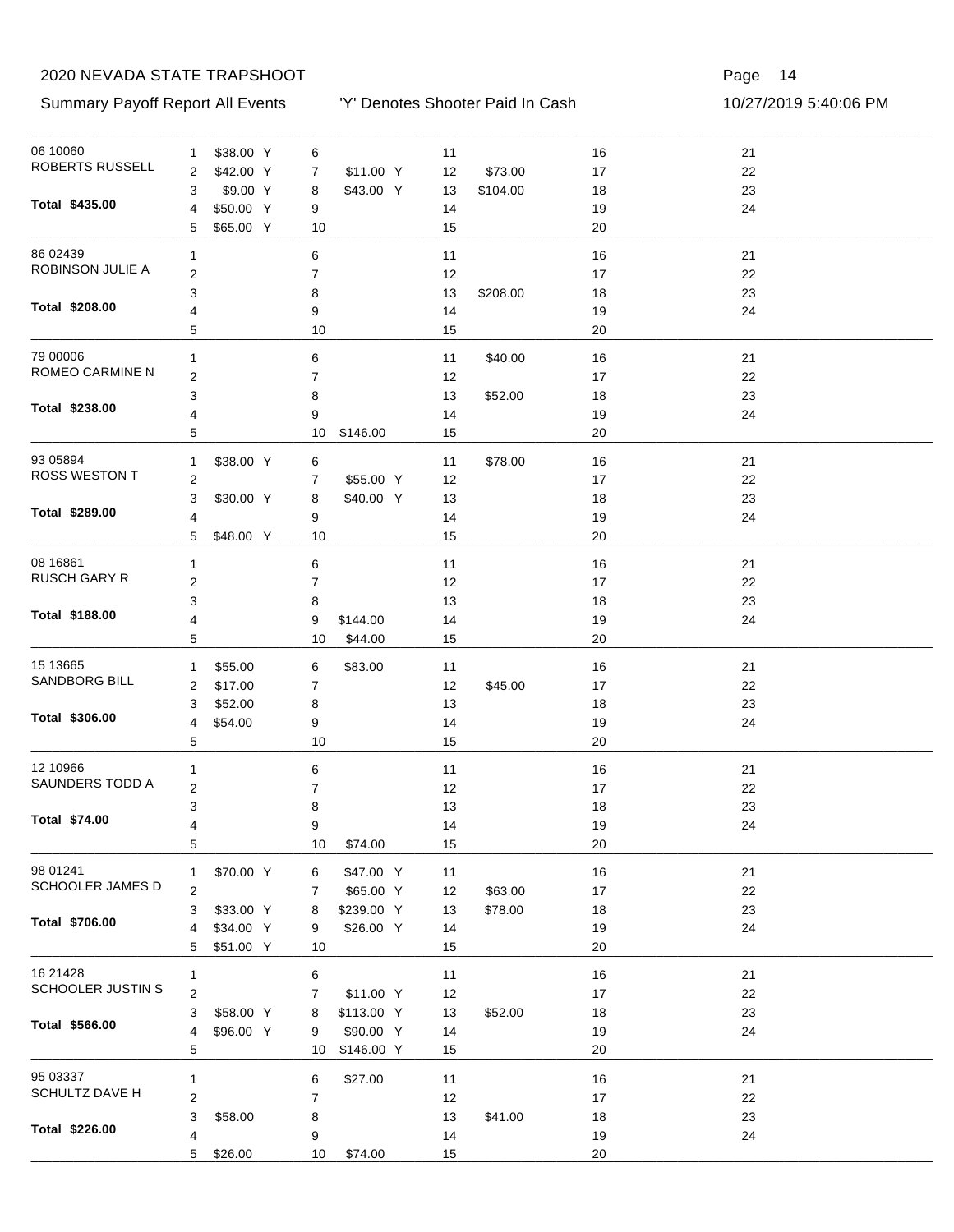# 2020 NEVADA STATE TRAPSHOOT

Summary Payoff Report All Events — 'Y' Denotes Shooter Paid In Cash — 10/27/2019 5:40:06 PM

| Shooter | Event | Amount | Event | Amount | Event | Amount | Event | Amount | Event | Amount |
|---|---|---|---|---|---|---|---|---|---|---|
| 06 10060 | 1 | $38.00 Y | 6 | | 11 | | 16 | | 21 | |
| ROBERTS RUSSELL | 2 | $42.00 Y | 7 | $11.00 Y | 12 | $73.00 | 17 | | 22 | |
| | 3 | $9.00 Y | 8 | $43.00 Y | 13 | $104.00 | 18 | | 23 | |
| **Total $435.00** | 4 | $50.00 Y | 9 | | 14 | | 19 | | 24 | |
| | 5 | $65.00 Y | 10 | | 15 | | 20 | | | |
| 86 02439 | 1 | | 6 | | 11 | | 16 | | 21 | |
| ROBINSON JULIE A | 2 | | 7 | | 12 | | 17 | | 22 | |
| | 3 | | 8 | | 13 | $208.00 | 18 | | 23 | |
| **Total $208.00** | 4 | | 9 | | 14 | | 19 | | 24 | |
| | 5 | | 10 | | 15 | | 20 | | | |
| 79 00006 | 1 | | 6 | | 11 | $40.00 | 16 | | 21 | |
| ROMEO CARMINE N | 2 | | 7 | | 12 | | 17 | | 22 | |
| | 3 | | 8 | | 13 | $52.00 | 18 | | 23 | |
| **Total $238.00** | 4 | | 9 | | 14 | | 19 | | 24 | |
| | 5 | | 10 | $146.00 | 15 | | 20 | | | |
| 93 05894 | 1 | $38.00 Y | 6 | | 11 | $78.00 | 16 | | 21 | |
| ROSS WESTON T | 2 | | 7 | $55.00 Y | 12 | | 17 | | 22 | |
| | 3 | $30.00 Y | 8 | $40.00 Y | 13 | | 18 | | 23 | |
| **Total $289.00** | 4 | | 9 | | 14 | | 19 | | 24 | |
| | 5 | $48.00 Y | 10 | | 15 | | 20 | | | |
| 08 16861 | 1 | | 6 | | 11 | | 16 | | 21 | |
| RUSCH GARY R | 2 | | 7 | | 12 | | 17 | | 22 | |
| | 3 | | 8 | | 13 | | 18 | | 23 | |
| **Total $188.00** | 4 | | 9 | $144.00 | 14 | | 19 | | 24 | |
| | 5 | | 10 | $44.00 | 15 | | 20 | | | |
| 15 13665 | 1 | $55.00 | 6 | $83.00 | 11 | | 16 | | 21 | |
| SANDBORG BILL | 2 | $17.00 | 7 | | 12 | $45.00 | 17 | | 22 | |
| | 3 | $52.00 | 8 | | 13 | | 18 | | 23 | |
| **Total $306.00** | 4 | $54.00 | 9 | | 14 | | 19 | | 24 | |
| | 5 | | 10 | | 15 | | 20 | | | |
| 12 10966 | 1 | | 6 | | 11 | | 16 | | 21 | |
| SAUNDERS TODD A | 2 | | 7 | | 12 | | 17 | | 22 | |
| | 3 | | 8 | | 13 | | 18 | | 23 | |
| **Total $74.00** | 4 | | 9 | | 14 | | 19 | | 24 | |
| | 5 | | 10 | $74.00 | 15 | | 20 | | | |
| 98 01241 | 1 | $70.00 Y | 6 | $47.00 Y | 11 | | 16 | | 21 | |
| SCHOOLER JAMES D | 2 | | 7 | $65.00 Y | 12 | $63.00 | 17 | | 22 | |
| | 3 | $33.00 Y | 8 | $239.00 Y | 13 | $78.00 | 18 | | 23 | |
| **Total $706.00** | 4 | $34.00 Y | 9 | $26.00 Y | 14 | | 19 | | 24 | |
| | 5 | $51.00 Y | 10 | | 15 | | 20 | | | |
| 16 21428 | 1 | | 6 | | 11 | | 16 | | 21 | |
| SCHOOLER JUSTIN S | 2 | | 7 | $11.00 Y | 12 | | 17 | | 22 | |
| | 3 | $58.00 Y | 8 | $113.00 Y | 13 | $52.00 | 18 | | 23 | |
| **Total $566.00** | 4 | $96.00 Y | 9 | $90.00 Y | 14 | | 19 | | 24 | |
| | 5 | | 10 | $146.00 Y | 15 | | 20 | | | |
| 95 03337 | 1 | | 6 | $27.00 | 11 | | 16 | | 21 | |
| SCHULTZ DAVE H | 2 | | 7 | | 12 | | 17 | | 22 | |
| | 3 | $58.00 | 8 | | 13 | $41.00 | 18 | | 23 | |
| **Total $226.00** | 4 | | 9 | | 14 | | 19 | | 24 | |
| | 5 | $26.00 | 10 | $74.00 | 15 | | 20 | | | |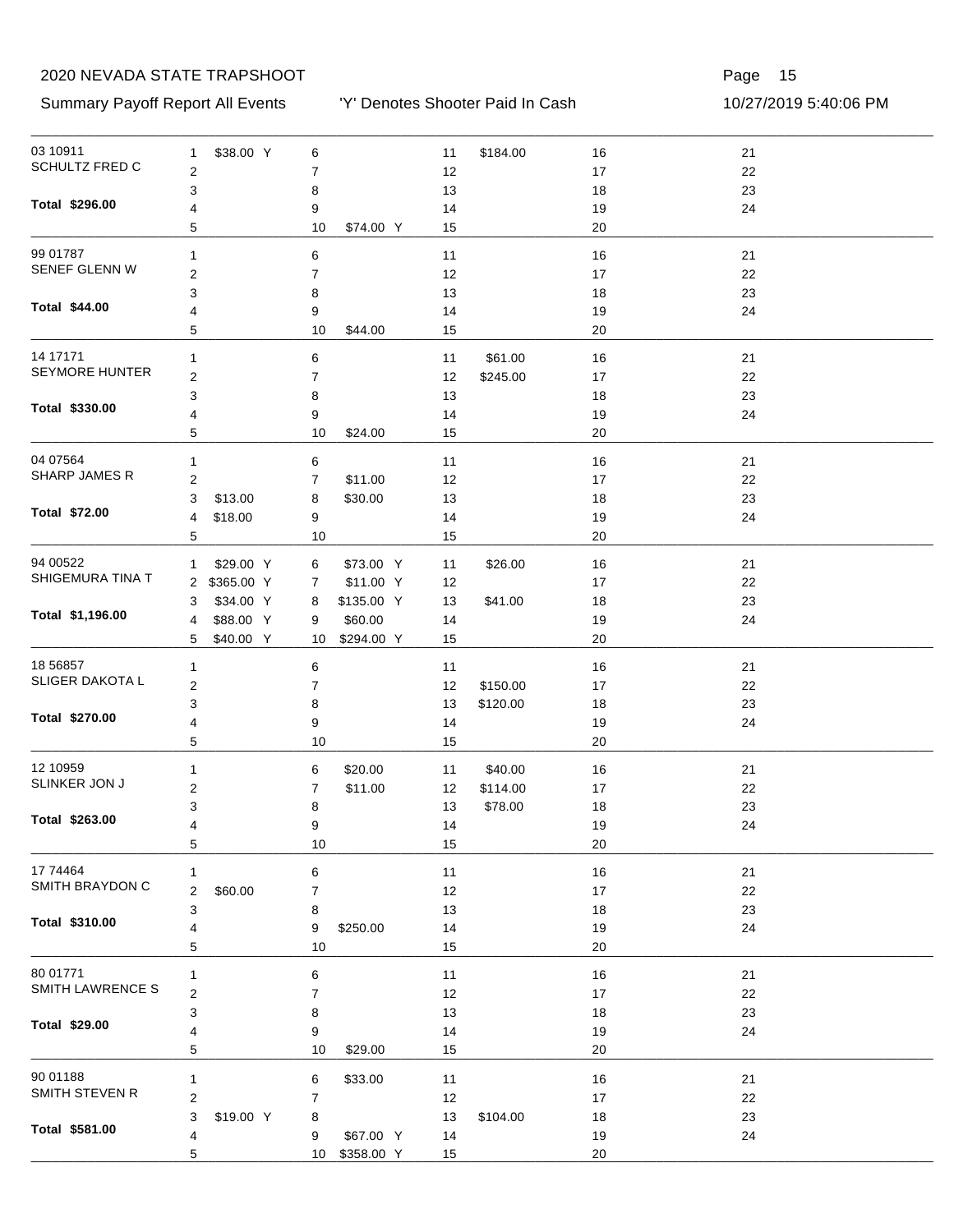| Shooter | Name | Total | 1 | 2 | 3 | 4 | 5 | 6 | 7 | 8 | 9 | 10 | 11 | 12 | 13 | 14 | 15 | 16 | 17 | 18 | 19 | 20 | 21 | 22 | 23 | 24 |
|---|---|---|---|---|---|---|---|---|---|---|---|---|---|---|---|---|---|---|---|---|---|---|---|---|---|---|
| 03 10911 | SCHULTZ FRED C | $296.00 | $38.00 Y | | | | | | | | | $74.00 Y | $184.00 | | | | | | | | | | | | | |
| 99 01787 | SENEF GLENN W | $44.00 | | | | | | | | | | $44.00 | | | | | | | | | | | | | | |
| 14 17171 | SEYMORE HUNTER | $330.00 | | | | | | | | | | $24.00 | $61.00 | $245.00 | | | | | | | | | | | | |
| 04 07564 | SHARP JAMES R | $72.00 | | | $13.00 | $18.00 | | | $11.00 | $30.00 | | | | | | | | | | | | | | | | |
| 94 00522 | SHIGEMURA TINA T | $1,196.00 | $29.00 Y | $365.00 Y | $34.00 Y | $88.00 Y | $40.00 Y | $73.00 Y | $11.00 Y | $135.00 Y | $60.00 | $294.00 Y | $26.00 | | $41.00 | | | | | | | | | | | |
| 18 56857 | SLIGER DAKOTA L | $270.00 | | | | | | | | | | | | $150.00 | $120.00 | | | | | | | | | | | |
| 12 10959 | SLINKER JON J | $263.00 | | | | | | $20.00 | $11.00 | | | | $40.00 | $114.00 | $78.00 | | | | | | | | | | | |
| 17 74464 | SMITH BRAYDON C | $310.00 | | $60.00 | | | | | | | $250.00 | | | | | | | | | | | | | | | |
| 80 01771 | SMITH LAWRENCE S | $29.00 | | | | | | | | | | $29.00 | | | | | | | | | | | | | | |
| 90 01188 | SMITH STEVEN R | $581.00 | | | $19.00 Y | | | $33.00 | | | $67.00 Y | $358.00 Y | | | $104.00 | | | | | | | | | | | |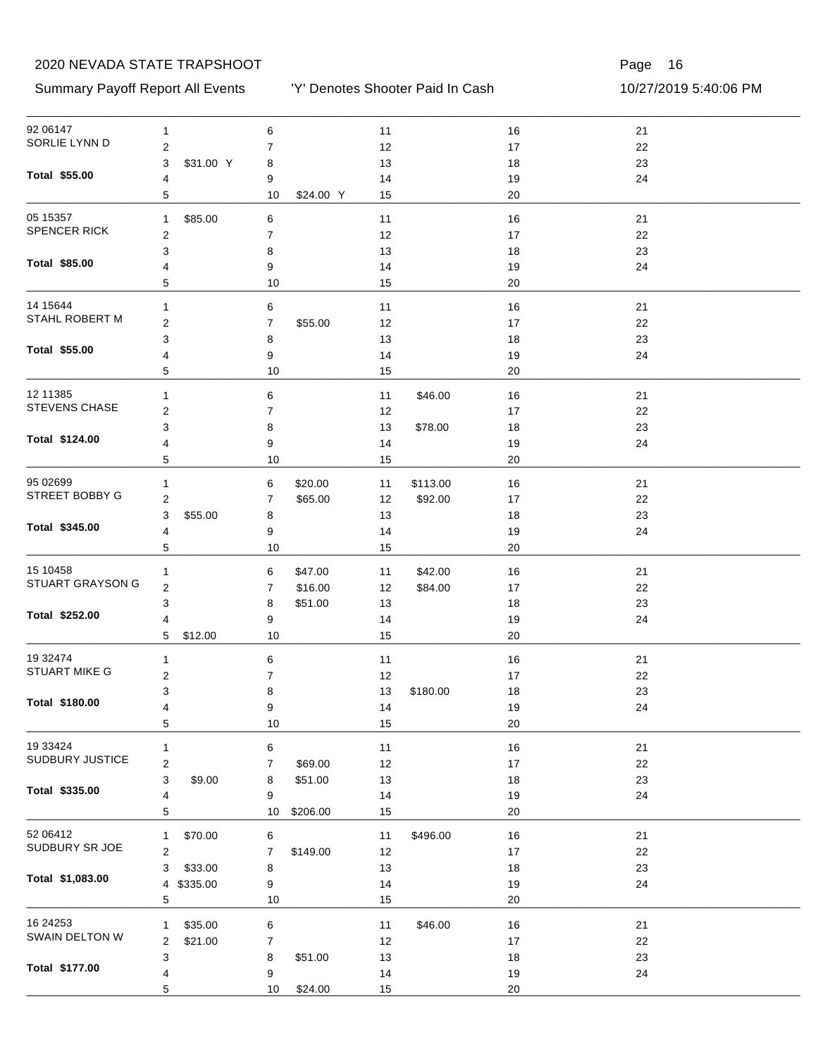# 2020 NEVADA STATE TRAPSHOOT

Summary Payoff Report All Events — 'Y' Denotes Shooter Paid In Cash — 10/27/2019 5:40:06 PM

| Shooter | Event | Amount | Event | Amount | Event | Amount | Event | Amount | Event | Amount |
|---|---|---|---|---|---|---|---|---|---|---|
| 92 06147 | 1 | | 6 | | 11 | | 16 | | 21 | |
| SORLIE LYNN D | 2 | | 7 | | 12 | | 17 | | 22 | |
| | 3 | $31.00 Y | 8 | | 13 | | 18 | | 23 | |
| **Total $55.00** | 4 | | 9 | | 14 | | 19 | | 24 | |
| | 5 | | 10 | $24.00 Y | 15 | | 20 | | | |
| 05 15357 | 1 | $85.00 | 6 | | 11 | | 16 | | 21 | |
| SPENCER RICK | 2 | | 7 | | 12 | | 17 | | 22 | |
| | 3 | | 8 | | 13 | | 18 | | 23 | |
| **Total $85.00** | 4 | | 9 | | 14 | | 19 | | 24 | |
| | 5 | | 10 | | 15 | | 20 | | | |
| 14 15644 | 1 | | 6 | | 11 | | 16 | | 21 | |
| STAHL ROBERT M | 2 | | 7 | $55.00 | 12 | | 17 | | 22 | |
| | 3 | | 8 | | 13 | | 18 | | 23 | |
| **Total $55.00** | 4 | | 9 | | 14 | | 19 | | 24 | |
| | 5 | | 10 | | 15 | | 20 | | | |
| 12 11385 | 1 | | 6 | | 11 | $46.00 | 16 | | 21 | |
| STEVENS CHASE | 2 | | 7 | | 12 | | 17 | | 22 | |
| | 3 | | 8 | | 13 | $78.00 | 18 | | 23 | |
| **Total $124.00** | 4 | | 9 | | 14 | | 19 | | 24 | |
| | 5 | | 10 | | 15 | | 20 | | | |
| 95 02699 | 1 | | 6 | $20.00 | 11 | $113.00 | 16 | | 21 | |
| STREET BOBBY G | 2 | | 7 | $65.00 | 12 | $92.00 | 17 | | 22 | |
| | 3 | $55.00 | 8 | | 13 | | 18 | | 23 | |
| **Total $345.00** | 4 | | 9 | | 14 | | 19 | | 24 | |
| | 5 | | 10 | | 15 | | 20 | | | |
| 15 10458 | 1 | | 6 | $47.00 | 11 | $42.00 | 16 | | 21 | |
| STUART GRAYSON G | 2 | | 7 | $16.00 | 12 | $84.00 | 17 | | 22 | |
| | 3 | | 8 | $51.00 | 13 | | 18 | | 23 | |
| **Total $252.00** | 4 | | 9 | | 14 | | 19 | | 24 | |
| | 5 | $12.00 | 10 | | 15 | | 20 | | | |
| 19 32474 | 1 | | 6 | | 11 | | 16 | | 21 | |
| STUART MIKE G | 2 | | 7 | | 12 | | 17 | | 22 | |
| | 3 | | 8 | | 13 | $180.00 | 18 | | 23 | |
| **Total $180.00** | 4 | | 9 | | 14 | | 19 | | 24 | |
| | 5 | | 10 | | 15 | | 20 | | | |
| 19 33424 | 1 | | 6 | | 11 | | 16 | | 21 | |
| SUDBURY JUSTICE | 2 | | 7 | $69.00 | 12 | | 17 | | 22 | |
| | 3 | $9.00 | 8 | $51.00 | 13 | | 18 | | 23 | |
| **Total $335.00** | 4 | | 9 | | 14 | | 19 | | 24 | |
| | 5 | | 10 | $206.00 | 15 | | 20 | | | |
| 52 06412 | 1 | $70.00 | 6 | | 11 | $496.00 | 16 | | 21 | |
| SUDBURY SR JOE | 2 | | 7 | $149.00 | 12 | | 17 | | 22 | |
| | 3 | $33.00 | 8 | | 13 | | 18 | | 23 | |
| **Total $1,083.00** | 4 | $335.00 | 9 | | 14 | | 19 | | 24 | |
| | 5 | | 10 | | 15 | | 20 | | | |
| 16 24253 | 1 | $35.00 | 6 | | 11 | $46.00 | 16 | | 21 | |
| SWAIN DELTON W | 2 | $21.00 | 7 | | 12 | | 17 | | 22 | |
| | 3 | | 8 | $51.00 | 13 | | 18 | | 23 | |
| **Total $177.00** | 4 | | 9 | | 14 | | 19 | | 24 | |
| | 5 | | 10 | $24.00 | 15 | | 20 | | | |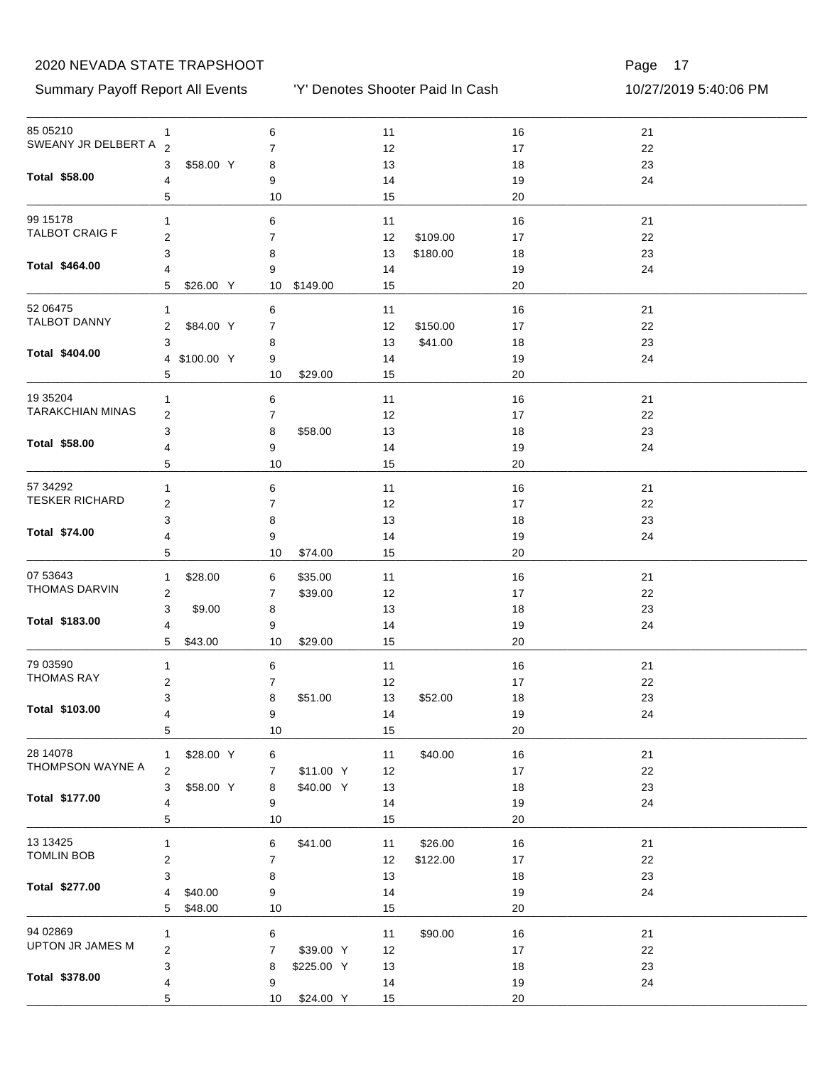2020 NEVADA STATE TRAPSHOOT

Summary Payoff Report All Events — 'Y' Denotes Shooter Paid In Cash — 10/27/2019 5:40:06 PM

| Shooter | 1 | 2 | 3 | 4 | 5 | 6 | 7 | 8 | 9 | 10 | 11 | 12 | 13 | 14 | 15 | 16 | 17 | 18 | 19 | 20 | 21 | 22 | 23 | 24 |
|---|---|---|---|---|---|---|---|---|---|---|---|---|---|---|---|---|---|---|---|---|---|---|---|---|
| 85 05210 SWEANY JR DELBERT A **Total $58.00** | | | $58.00 Y | | | | | | | | | | | | | | | | | | | | | |
| 99 15178 TALBOT CRAIG F **Total $464.00** | | | | | $26.00 Y | | | | | $149.00 | | $109.00 | $180.00 | | | | | | | | | | | |
| 52 06475 TALBOT DANNY **Total $404.00** | | $84.00 Y | | $100.00 Y | | | | | | $29.00 | | $150.00 | $41.00 | | | | | | | | | | | |
| 19 35204 TARAKCHIAN MINAS **Total $58.00** | | | | | | | | $58.00 | | | | | | | | | | | | | | | | |
| 57 34292 TESKER RICHARD **Total $74.00** | | | | | | | | | | $74.00 | | | | | | | | | | | | | | |
| 07 53643 THOMAS DARVIN **Total $183.00** | $28.00 | | $9.00 | | $43.00 | $35.00 | $39.00 | | | $29.00 | | | | | | | | | | | | | | |
| 79 03590 THOMAS RAY **Total $103.00** | | | | | | | | $51.00 | | | | | $52.00 | | | | | | | | | | | |
| 28 14078 THOMPSON WAYNE A **Total $177.00** | $28.00 Y | | $58.00 Y | | | | $11.00 Y | $40.00 Y | | | $40.00 | | | | | | | | | | | | | |
| 13 13425 TOMLIN BOB **Total $277.00** | | | | $40.00 | $48.00 | $41.00 | | | | | $26.00 | $122.00 | | | | | | | | | | | | |
| 94 02869 UPTON JR JAMES M **Total $378.00** | | | | | | | $39.00 Y | $225.00 Y | | $24.00 Y | $90.00 | | | | | | | | | | | | | |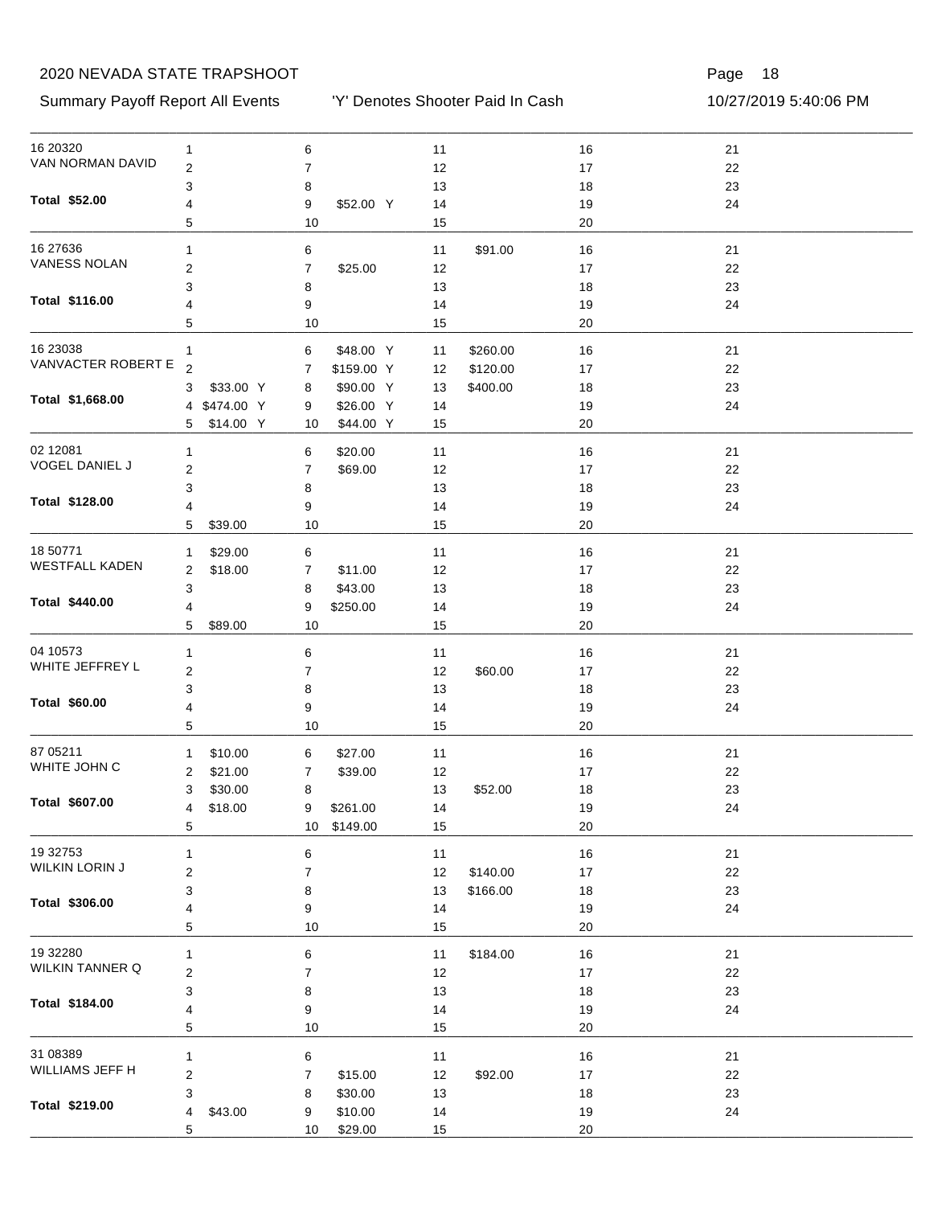# 2020 NEVADA STATE TRAPSHOOT

Summary Payoff Report All Events — 'Y' Denotes Shooter Paid In Cash — 10/27/2019 5:40:06 PM

| Shooter | Event | Payoff |
|---|---|---|
| 16 20320 VAN NORMAN DAVID — Total $52.00 | 9 | $52.00 Y |
| 16 27636 VANESS NOLAN — Total $116.00 | 7 | $25.00 |
| | 11 | $91.00 |
| 16 23038 VANVACTER ROBERT E — Total $1,668.00 | 3 | $33.00 Y |
| | 4 | $474.00 Y |
| | 5 | $14.00 Y |
| | 6 | $48.00 Y |
| | 7 | $159.00 Y |
| | 8 | $90.00 Y |
| | 9 | $26.00 Y |
| | 10 | $44.00 Y |
| | 11 | $260.00 |
| | 12 | $120.00 |
| | 13 | $400.00 |
| 02 12081 VOGEL DANIEL J — Total $128.00 | 5 | $39.00 |
| | 6 | $20.00 |
| | 7 | $69.00 |
| 18 50771 WESTFALL KADEN — Total $440.00 | 1 | $29.00 |
| | 2 | $18.00 |
| | 5 | $89.00 |
| | 7 | $11.00 |
| | 8 | $43.00 |
| | 9 | $250.00 |
| 04 10573 WHITE JEFFREY L — Total $60.00 | 12 | $60.00 |
| 87 05211 WHITE JOHN C — Total $607.00 | 1 | $10.00 |
| | 2 | $21.00 |
| | 3 | $30.00 |
| | 4 | $18.00 |
| | 6 | $27.00 |
| | 7 | $39.00 |
| | 9 | $261.00 |
| | 10 | $149.00 |
| | 13 | $52.00 |
| 19 32753 WILKIN LORIN J — Total $306.00 | 12 | $140.00 |
| | 13 | $166.00 |
| 19 32280 WILKIN TANNER Q — Total $184.00 | 11 | $184.00 |
| 31 08389 WILLIAMS JEFF H — Total $219.00 | 4 | $43.00 |
| | 7 | $15.00 |
| | 8 | $30.00 |
| | 9 | $10.00 |
| | 10 | $29.00 |
| | 12 | $92.00 |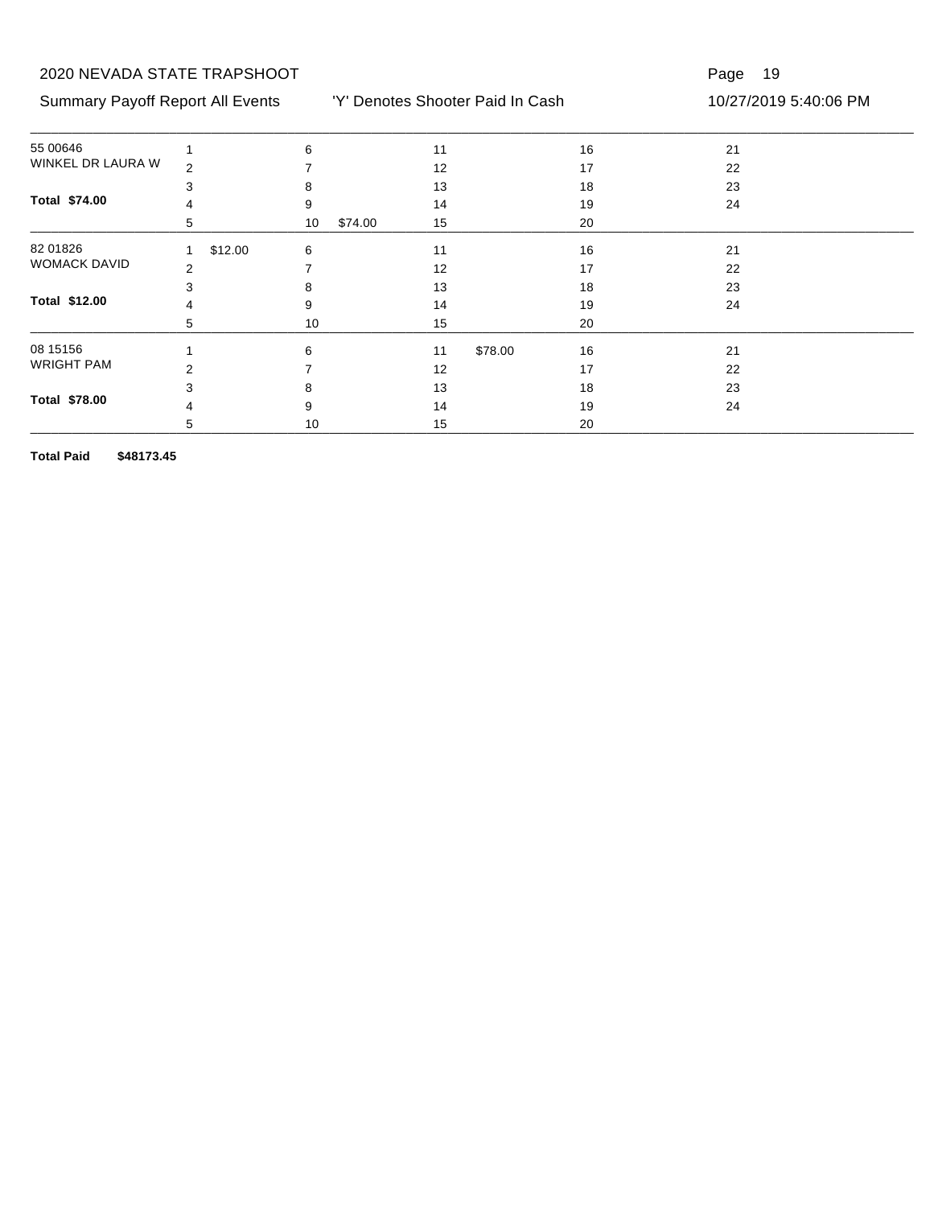| Shooter | Event | Amount | Event | Amount | Event | Amount | Event | Amount | Event | Amount |
|---|---|---|---|---|---|---|---|---|---|---|
| 55 00646 | 1 | | 6 | | 11 | | 16 | | 21 | |
| WINKEL DR LAURA W | 2 | | 7 | | 12 | | 17 | | 22 | |
| | 3 | | 8 | | 13 | | 18 | | 23 | |
| **Total $74.00** | 4 | | 9 | | 14 | | 19 | | 24 | |
| | 5 | | 10 | $74.00 | 15 | | 20 | | | |
| 82 01826 | 1 | $12.00 | 6 | | 11 | | 16 | | 21 | |
| WOMACK DAVID | 2 | | 7 | | 12 | | 17 | | 22 | |
| | 3 | | 8 | | 13 | | 18 | | 23 | |
| **Total $12.00** | 4 | | 9 | | 14 | | 19 | | 24 | |
| | 5 | | 10 | | 15 | | 20 | | | |
| 08 15156 | 1 | | 6 | | 11 | $78.00 | 16 | | 21 | |
| WRIGHT PAM | 2 | | 7 | | 12 | | 17 | | 22 | |
| | 3 | | 8 | | 13 | | 18 | | 23 | |
| **Total $78.00** | 4 | | 9 | | 14 | | 19 | | 24 | |
| | 5 | | 10 | | 15 | | 20 | | | |

**Total Paid $48173.45**